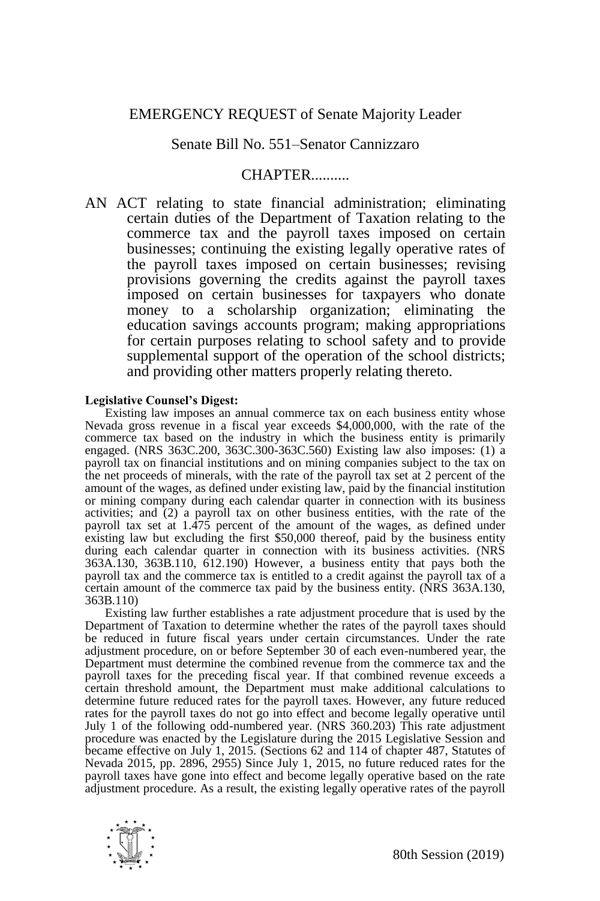EMERGENCY REQUEST of Senate Majority Leader

Senate Bill No. 551–Senator Cannizzaro

CHAPTER..........

AN ACT relating to state financial administration; eliminating certain duties of the Department of Taxation relating to the commerce tax and the payroll taxes imposed on certain businesses; continuing the existing legally operative rates of the payroll taxes imposed on certain businesses; revising provisions governing the credits against the payroll taxes imposed on certain businesses for taxpayers who donate money to a scholarship organization; eliminating the education savings accounts program; making appropriations for certain purposes relating to school safety and to provide supplemental support of the operation of the school districts; and providing other matters properly relating thereto.

**Legislative Counsel's Digest:**

Existing law imposes an annual commerce tax on each business entity whose Nevada gross revenue in a fiscal year exceeds $4,000,000, with the rate of the commerce tax based on the industry in which the business entity is primarily engaged. (NRS 363C.200, 363C.300-363C.560) Existing law also imposes: (1) a payroll tax on financial institutions and on mining companies subject to the tax on the net proceeds of minerals, with the rate of the payroll tax set at 2 percent of the amount of the wages, as defined under existing law, paid by the financial institution or mining company during each calendar quarter in connection with its business activities; and (2) a payroll tax on other business entities, with the rate of the payroll tax set at 1.475 percent of the amount of the wages, as defined under existing law but excluding the first $50,000 thereof, paid by the business entity during each calendar quarter in connection with its business activities. (NRS 363A.130, 363B.110, 612.190) However, a business entity that pays both the payroll tax and the commerce tax is entitled to a credit against the payroll tax of a certain amount of the commerce tax paid by the business entity. (NRS 363A.130, 363B.110)

Existing law further establishes a rate adjustment procedure that is used by the Department of Taxation to determine whether the rates of the payroll taxes should be reduced in future fiscal years under certain circumstances. Under the rate adjustment procedure, on or before September 30 of each even-numbered year, the Department must determine the combined revenue from the commerce tax and the payroll taxes for the preceding fiscal year. If that combined revenue exceeds a certain threshold amount, the Department must make additional calculations to determine future reduced rates for the payroll taxes. However, any future reduced rates for the payroll taxes do not go into effect and become legally operative until July 1 of the following odd-numbered year. (NRS 360.203) This rate adjustment procedure was enacted by the Legislature during the 2015 Legislative Session and became effective on July 1, 2015. (Sections 62 and 114 of chapter 487, Statutes of Nevada 2015, pp. 2896, 2955) Since July 1, 2015, no future reduced rates for the payroll taxes have gone into effect and become legally operative based on the rate adjustment procedure. As a result, the existing legally operative rates of the payroll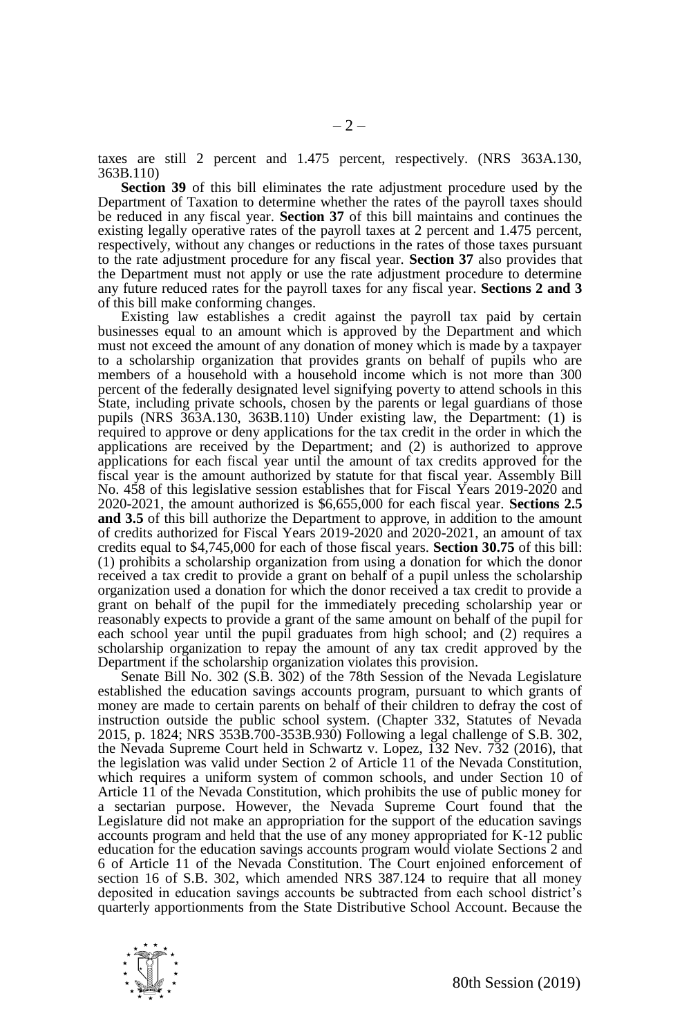taxes are still 2 percent and 1.475 percent, respectively. (NRS 363A.130, 363B.110)

**Section 39** of this bill eliminates the rate adjustment procedure used by the Department of Taxation to determine whether the rates of the payroll taxes should be reduced in any fiscal year. **Section 37** of this bill maintains and continues the existing legally operative rates of the payroll taxes at 2 percent and 1.475 percent, respectively, without any changes or reductions in the rates of those taxes pursuant to the rate adjustment procedure for any fiscal year. **Section 37** also provides that the Department must not apply or use the rate adjustment procedure to determine any future reduced rates for the payroll taxes for any fiscal year. **Sections 2 and 3** of this bill make conforming changes.

Existing law establishes a credit against the payroll tax paid by certain businesses equal to an amount which is approved by the Department and which must not exceed the amount of any donation of money which is made by a taxpayer to a scholarship organization that provides grants on behalf of pupils who are members of a household with a household income which is not more than 300 percent of the federally designated level signifying poverty to attend schools in this State, including private schools, chosen by the parents or legal guardians of those pupils (NRS 363A.130, 363B.110) Under existing law, the Department: (1) is required to approve or deny applications for the tax credit in the order in which the applications are received by the Department; and (2) is authorized to approve applications for each fiscal year until the amount of tax credits approved for the fiscal year is the amount authorized by statute for that fiscal year. Assembly Bill No. 458 of this legislative session establishes that for Fiscal Years 2019-2020 and 2020-2021, the amount authorized is $6,655,000 for each fiscal year. **Sections 2.5 and 3.5** of this bill authorize the Department to approve, in addition to the amount of credits authorized for Fiscal Years 2019-2020 and 2020-2021, an amount of tax credits equal to $4,745,000 for each of those fiscal years. **Section 30.75** of this bill: (1) prohibits a scholarship organization from using a donation for which the donor received a tax credit to provide a grant on behalf of a pupil unless the scholarship organization used a donation for which the donor received a tax credit to provide a grant on behalf of the pupil for the immediately preceding scholarship year or reasonably expects to provide a grant of the same amount on behalf of the pupil for each school year until the pupil graduates from high school; and (2) requires a scholarship organization to repay the amount of any tax credit approved by the Department if the scholarship organization violates this provision.

Senate Bill No. 302 (S.B. 302) of the 78th Session of the Nevada Legislature established the education savings accounts program, pursuant to which grants of money are made to certain parents on behalf of their children to defray the cost of instruction outside the public school system. (Chapter 332, Statutes of Nevada 2015, p. 1824; NRS 353B.700-353B.930) Following a legal challenge of S.B. 302, the Nevada Supreme Court held in Schwartz v. Lopez, 132 Nev. 732 (2016), that the legislation was valid under Section 2 of Article 11 of the Nevada Constitution, which requires a uniform system of common schools, and under Section 10 of Article 11 of the Nevada Constitution, which prohibits the use of public money for a sectarian purpose. However, the Nevada Supreme Court found that the Legislature did not make an appropriation for the support of the education savings accounts program and held that the use of any money appropriated for K-12 public education for the education savings accounts program would violate Sections 2 and 6 of Article 11 of the Nevada Constitution. The Court enjoined enforcement of section 16 of S.B. 302, which amended NRS 387.124 to require that all money deposited in education savings accounts be subtracted from each school district's quarterly apportionments from the State Distributive School Account. Because the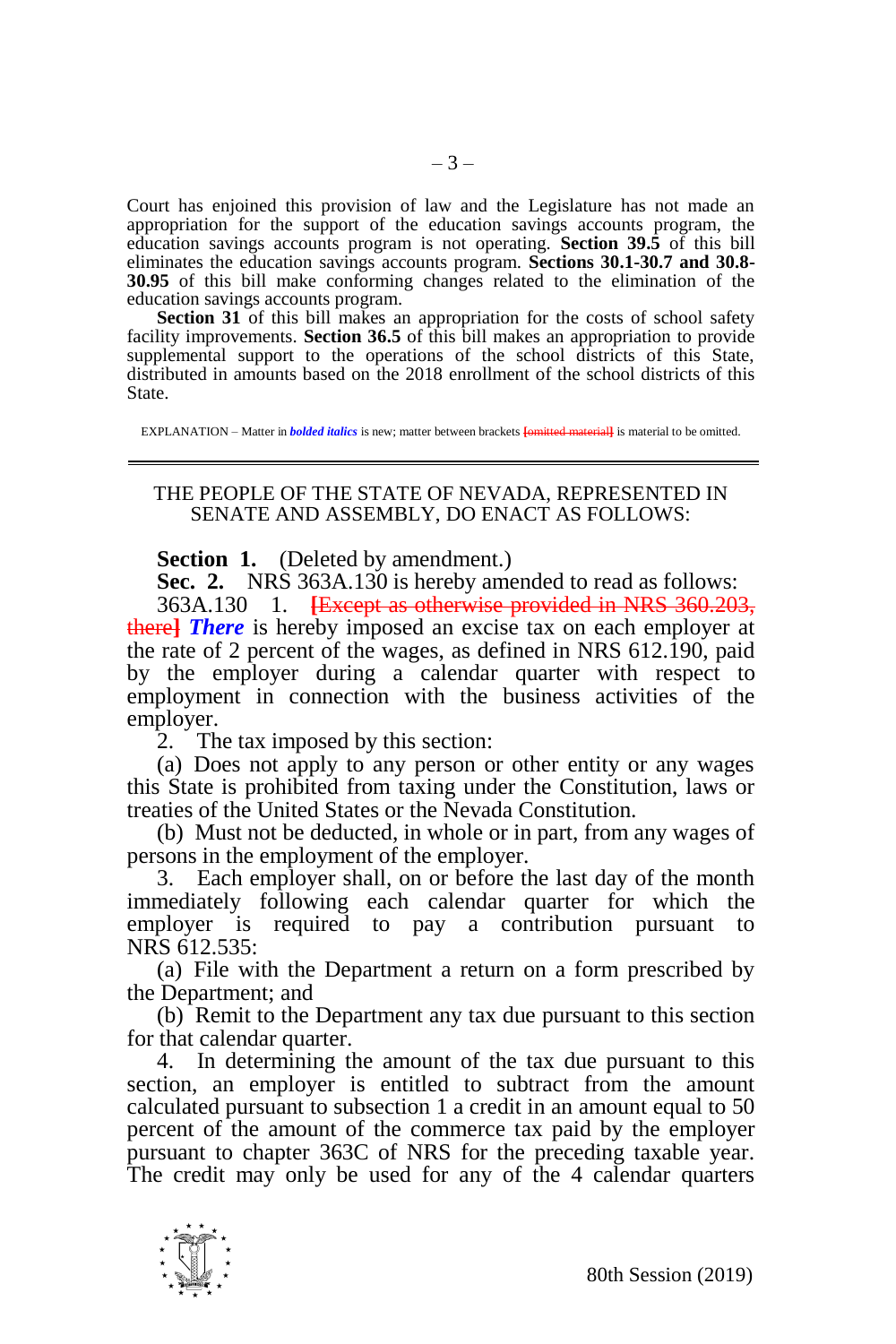Court has enjoined this provision of law and the Legislature has not made an appropriation for the support of the education savings accounts program, the education savings accounts program is not operating. **Section 39.5** of this bill eliminates the education savings accounts program. **Sections 30.1-30.7 and 30.8-30.95** of this bill make conforming changes related to the elimination of the education savings accounts program.

**Section 31** of this bill makes an appropriation for the costs of school safety facility improvements. **Section 36.5** of this bill makes an appropriation to provide supplemental support to the operations of the school districts of this State, distributed in amounts based on the 2018 enrollment of the school districts of this State.

EXPLANATION – Matter in ***bolded italics*** is new; matter between brackets [~~omitted material~~] is material to be omitted.

---

THE PEOPLE OF THE STATE OF NEVADA, REPRESENTED IN SENATE AND ASSEMBLY, DO ENACT AS FOLLOWS:

**Section 1.** (Deleted by amendment.)

**Sec. 2.** NRS 363A.130 is hereby amended to read as follows:

363A.130 1. [~~Except as otherwise provided in NRS 360.203, there~~] ***There*** is hereby imposed an excise tax on each employer at the rate of 2 percent of the wages, as defined in NRS 612.190, paid by the employer during a calendar quarter with respect to employment in connection with the business activities of the employer.

2. The tax imposed by this section:

(a) Does not apply to any person or other entity or any wages this State is prohibited from taxing under the Constitution, laws or treaties of the United States or the Nevada Constitution.

(b) Must not be deducted, in whole or in part, from any wages of persons in the employment of the employer.

3. Each employer shall, on or before the last day of the month immediately following each calendar quarter for which the employer is required to pay a contribution pursuant to NRS 612.535:

(a) File with the Department a return on a form prescribed by the Department; and

(b) Remit to the Department any tax due pursuant to this section for that calendar quarter.

4. In determining the amount of the tax due pursuant to this section, an employer is entitled to subtract from the amount calculated pursuant to subsection 1 a credit in an amount equal to 50 percent of the amount of the commerce tax paid by the employer pursuant to chapter 363C of NRS for the preceding taxable year. The credit may only be used for any of the 4 calendar quarters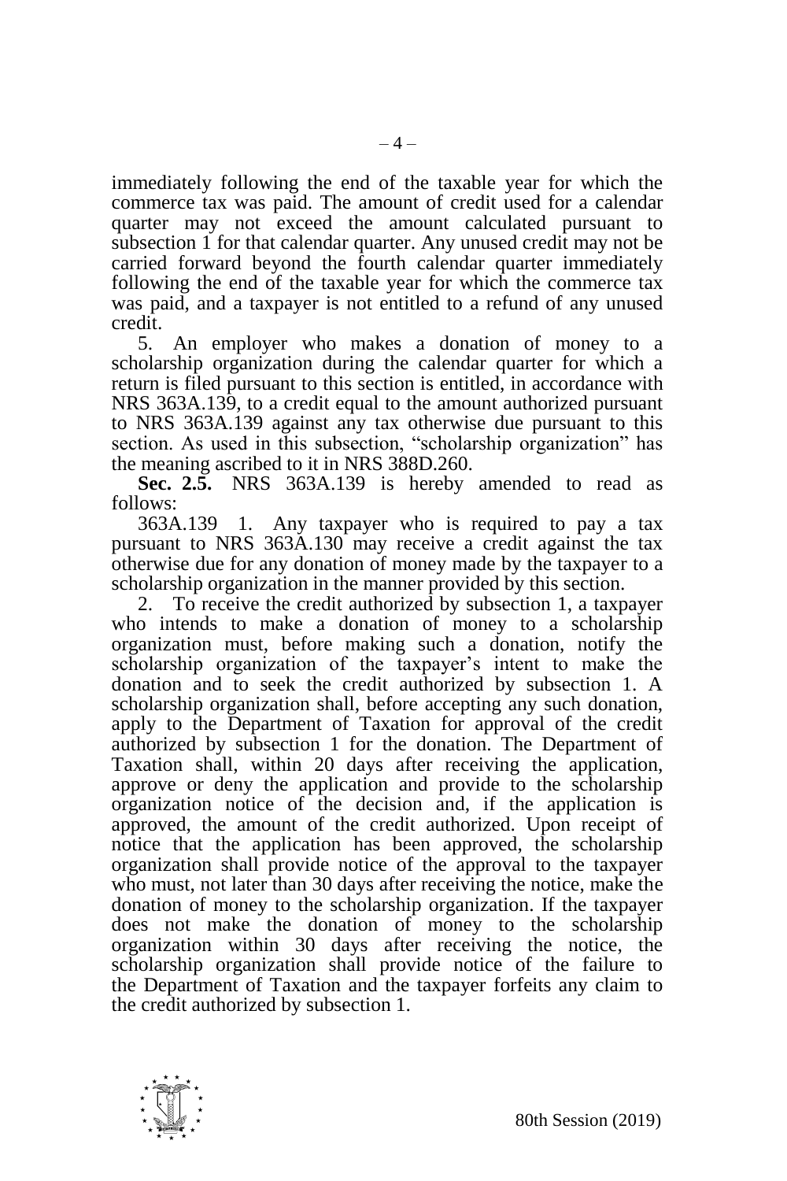immediately following the end of the taxable year for which the commerce tax was paid. The amount of credit used for a calendar quarter may not exceed the amount calculated pursuant to subsection 1 for that calendar quarter. Any unused credit may not be carried forward beyond the fourth calendar quarter immediately following the end of the taxable year for which the commerce tax was paid, and a taxpayer is not entitled to a refund of any unused credit.

5. An employer who makes a donation of money to a scholarship organization during the calendar quarter for which a return is filed pursuant to this section is entitled, in accordance with NRS 363A.139, to a credit equal to the amount authorized pursuant to NRS 363A.139 against any tax otherwise due pursuant to this section. As used in this subsection, "scholarship organization" has the meaning ascribed to it in NRS 388D.260.

**Sec. 2.5.** NRS 363A.139 is hereby amended to read as follows:

363A.139 1. Any taxpayer who is required to pay a tax pursuant to NRS 363A.130 may receive a credit against the tax otherwise due for any donation of money made by the taxpayer to a scholarship organization in the manner provided by this section.

2. To receive the credit authorized by subsection 1, a taxpayer who intends to make a donation of money to a scholarship organization must, before making such a donation, notify the scholarship organization of the taxpayer's intent to make the donation and to seek the credit authorized by subsection 1. A scholarship organization shall, before accepting any such donation, apply to the Department of Taxation for approval of the credit authorized by subsection 1 for the donation. The Department of Taxation shall, within 20 days after receiving the application, approve or deny the application and provide to the scholarship organization notice of the decision and, if the application is approved, the amount of the credit authorized. Upon receipt of notice that the application has been approved, the scholarship organization shall provide notice of the approval to the taxpayer who must, not later than 30 days after receiving the notice, make the donation of money to the scholarship organization. If the taxpayer does not make the donation of money to the scholarship organization within 30 days after receiving the notice, the scholarship organization shall provide notice of the failure to the Department of Taxation and the taxpayer forfeits any claim to the credit authorized by subsection 1.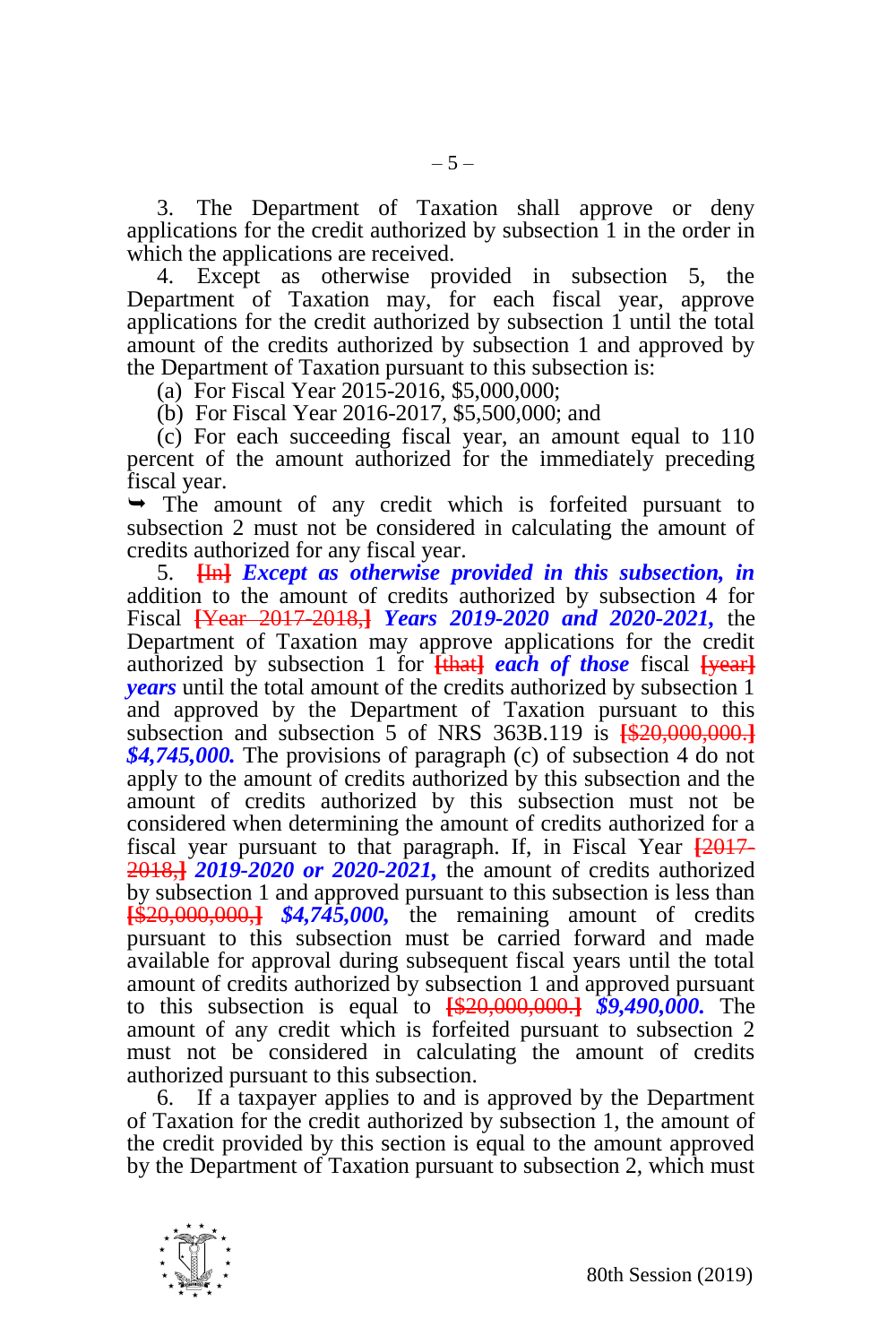3. The Department of Taxation shall approve or deny applications for the credit authorized by subsection 1 in the order in which the applications are received.

4. Except as otherwise provided in subsection 5, the Department of Taxation may, for each fiscal year, approve applications for the credit authorized by subsection 1 until the total amount of the credits authorized by subsection 1 and approved by the Department of Taxation pursuant to this subsection is:

(a) For Fiscal Year 2015-2016, $5,000,000;

(b) For Fiscal Year 2016-2017, $5,500,000; and

(c) For each succeeding fiscal year, an amount equal to 110 percent of the amount authorized for the immediately preceding fiscal year.

➥ The amount of any credit which is forfeited pursuant to subsection 2 must not be considered in calculating the amount of credits authorized for any fiscal year.

5. ~~[In]~~ ***Except as otherwise provided in this subsection, in*** addition to the amount of credits authorized by subsection 4 for Fiscal ~~[Year 2017-2018,]~~ ***Years 2019-2020 and 2020-2021,*** the Department of Taxation may approve applications for the credit authorized by subsection 1 for ~~[that]~~ ***each of those*** fiscal ~~[year]~~ ***years*** until the total amount of the credits authorized by subsection 1 and approved by the Department of Taxation pursuant to this subsection and subsection 5 of NRS 363B.119 is ~~[$20,000,000.]~~ ***$4,745,000.*** The provisions of paragraph (c) of subsection 4 do not apply to the amount of credits authorized by this subsection and the amount of credits authorized by this subsection must not be considered when determining the amount of credits authorized for a fiscal year pursuant to that paragraph. If, in Fiscal Year ~~[2017-2018,]~~ ***2019-2020 or 2020-2021,*** the amount of credits authorized by subsection 1 and approved pursuant to this subsection is less than ~~[$20,000,000,]~~ ***$4,745,000,*** the remaining amount of credits pursuant to this subsection must be carried forward and made available for approval during subsequent fiscal years until the total amount of credits authorized by subsection 1 and approved pursuant to this subsection is equal to ~~[$20,000,000.]~~ ***$9,490,000.*** The amount of any credit which is forfeited pursuant to subsection 2 must not be considered in calculating the amount of credits authorized pursuant to this subsection.

6. If a taxpayer applies to and is approved by the Department of Taxation for the credit authorized by subsection 1, the amount of the credit provided by this section is equal to the amount approved by the Department of Taxation pursuant to subsection 2, which must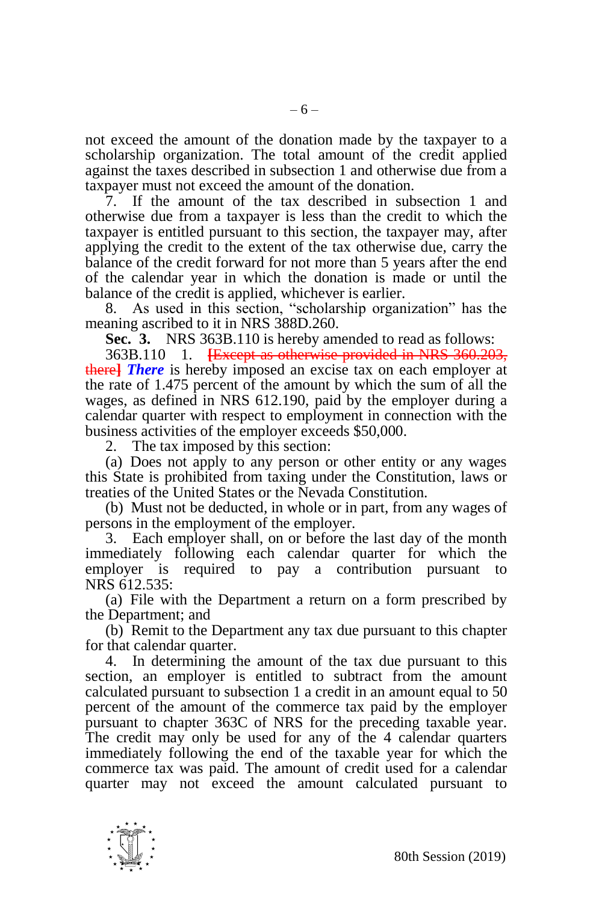not exceed the amount of the donation made by the taxpayer to a scholarship organization. The total amount of the credit applied against the taxes described in subsection 1 and otherwise due from a taxpayer must not exceed the amount of the donation.

7. If the amount of the tax described in subsection 1 and otherwise due from a taxpayer is less than the credit to which the taxpayer is entitled pursuant to this section, the taxpayer may, after applying the credit to the extent of the tax otherwise due, carry the balance of the credit forward for not more than 5 years after the end of the calendar year in which the donation is made or until the balance of the credit is applied, whichever is earlier.

8. As used in this section, "scholarship organization" has the meaning ascribed to it in NRS 388D.260.

**Sec. 3.** NRS 363B.110 is hereby amended to read as follows:

363B.110 1. ~~[Except as otherwise provided in NRS 360.203, there]~~ ***There*** is hereby imposed an excise tax on each employer at the rate of 1.475 percent of the amount by which the sum of all the wages, as defined in NRS 612.190, paid by the employer during a calendar quarter with respect to employment in connection with the business activities of the employer exceeds $50,000.

2. The tax imposed by this section:

(a) Does not apply to any person or other entity or any wages this State is prohibited from taxing under the Constitution, laws or treaties of the United States or the Nevada Constitution.

(b) Must not be deducted, in whole or in part, from any wages of persons in the employment of the employer.

3. Each employer shall, on or before the last day of the month immediately following each calendar quarter for which the employer is required to pay a contribution pursuant to NRS 612.535:

(a) File with the Department a return on a form prescribed by the Department; and

(b) Remit to the Department any tax due pursuant to this chapter for that calendar quarter.

4. In determining the amount of the tax due pursuant to this section, an employer is entitled to subtract from the amount calculated pursuant to subsection 1 a credit in an amount equal to 50 percent of the amount of the commerce tax paid by the employer pursuant to chapter 363C of NRS for the preceding taxable year. The credit may only be used for any of the 4 calendar quarters immediately following the end of the taxable year for which the commerce tax was paid. The amount of credit used for a calendar quarter may not exceed the amount calculated pursuant to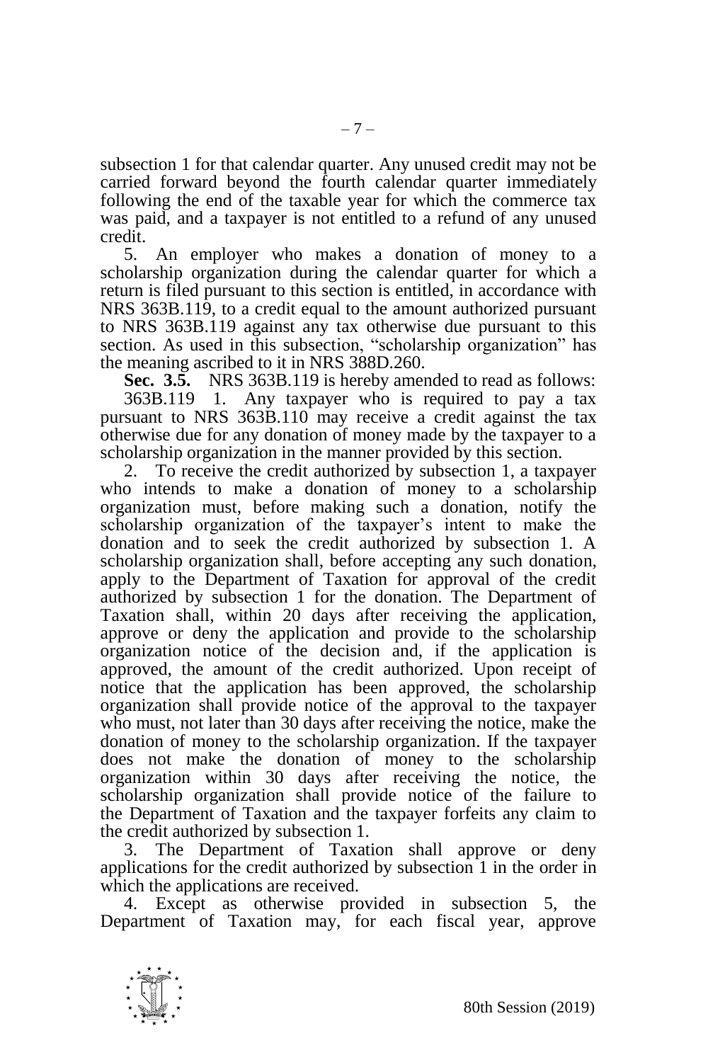subsection 1 for that calendar quarter. Any unused credit may not be carried forward beyond the fourth calendar quarter immediately following the end of the taxable year for which the commerce tax was paid, and a taxpayer is not entitled to a refund of any unused credit.

5. An employer who makes a donation of money to a scholarship organization during the calendar quarter for which a return is filed pursuant to this section is entitled, in accordance with NRS 363B.119, to a credit equal to the amount authorized pursuant to NRS 363B.119 against any tax otherwise due pursuant to this section. As used in this subsection, "scholarship organization" has the meaning ascribed to it in NRS 388D.260.

**Sec. 3.5.** NRS 363B.119 is hereby amended to read as follows:

363B.119 1. Any taxpayer who is required to pay a tax pursuant to NRS 363B.110 may receive a credit against the tax otherwise due for any donation of money made by the taxpayer to a scholarship organization in the manner provided by this section.

2. To receive the credit authorized by subsection 1, a taxpayer who intends to make a donation of money to a scholarship organization must, before making such a donation, notify the scholarship organization of the taxpayer's intent to make the donation and to seek the credit authorized by subsection 1. A scholarship organization shall, before accepting any such donation, apply to the Department of Taxation for approval of the credit authorized by subsection 1 for the donation. The Department of Taxation shall, within 20 days after receiving the application, approve or deny the application and provide to the scholarship organization notice of the decision and, if the application is approved, the amount of the credit authorized. Upon receipt of notice that the application has been approved, the scholarship organization shall provide notice of the approval to the taxpayer who must, not later than 30 days after receiving the notice, make the donation of money to the scholarship organization. If the taxpayer does not make the donation of money to the scholarship organization within 30 days after receiving the notice, the scholarship organization shall provide notice of the failure to the Department of Taxation and the taxpayer forfeits any claim to the credit authorized by subsection 1.

3. The Department of Taxation shall approve or deny applications for the credit authorized by subsection 1 in the order in which the applications are received.

4. Except as otherwise provided in subsection 5, the Department of Taxation may, for each fiscal year, approve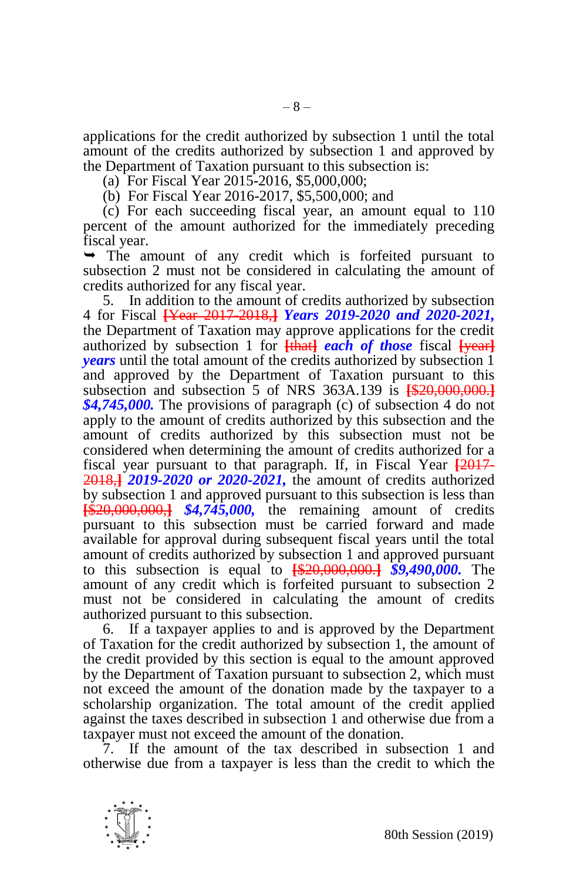applications for the credit authorized by subsection 1 until the total amount of the credits authorized by subsection 1 and approved by the Department of Taxation pursuant to this subsection is:

(a) For Fiscal Year 2015-2016, $5,000,000;

(b) For Fiscal Year 2016-2017, $5,500,000; and

(c) For each succeeding fiscal year, an amount equal to 110 percent of the amount authorized for the immediately preceding fiscal year.

➥ The amount of any credit which is forfeited pursuant to subsection 2 must not be considered in calculating the amount of credits authorized for any fiscal year.

5. In addition to the amount of credits authorized by subsection 4 for Fiscal ~~[Year 2017-2018,]~~ ***Years 2019-2020 and 2020-2021,*** the Department of Taxation may approve applications for the credit authorized by subsection 1 for ~~[that]~~ ***each of those*** fiscal ~~[year]~~ ***years*** until the total amount of the credits authorized by subsection 1 and approved by the Department of Taxation pursuant to this subsection and subsection 5 of NRS 363A.139 is ~~[$20,000,000.]~~ ***$4,745,000.*** The provisions of paragraph (c) of subsection 4 do not apply to the amount of credits authorized by this subsection and the amount of credits authorized by this subsection must not be considered when determining the amount of credits authorized for a fiscal year pursuant to that paragraph. If, in Fiscal Year ~~[2017-2018,]~~ ***2019-2020 or 2020-2021,*** the amount of credits authorized by subsection 1 and approved pursuant to this subsection is less than ~~[$20,000,000,]~~ ***$4,745,000,*** the remaining amount of credits pursuant to this subsection must be carried forward and made available for approval during subsequent fiscal years until the total amount of credits authorized by subsection 1 and approved pursuant to this subsection is equal to ~~[$20,000,000.]~~ ***$9,490,000.*** The amount of any credit which is forfeited pursuant to subsection 2 must not be considered in calculating the amount of credits authorized pursuant to this subsection.

6. If a taxpayer applies to and is approved by the Department of Taxation for the credit authorized by subsection 1, the amount of the credit provided by this section is equal to the amount approved by the Department of Taxation pursuant to subsection 2, which must not exceed the amount of the donation made by the taxpayer to a scholarship organization. The total amount of the credit applied against the taxes described in subsection 1 and otherwise due from a taxpayer must not exceed the amount of the donation.

7. If the amount of the tax described in subsection 1 and otherwise due from a taxpayer is less than the credit to which the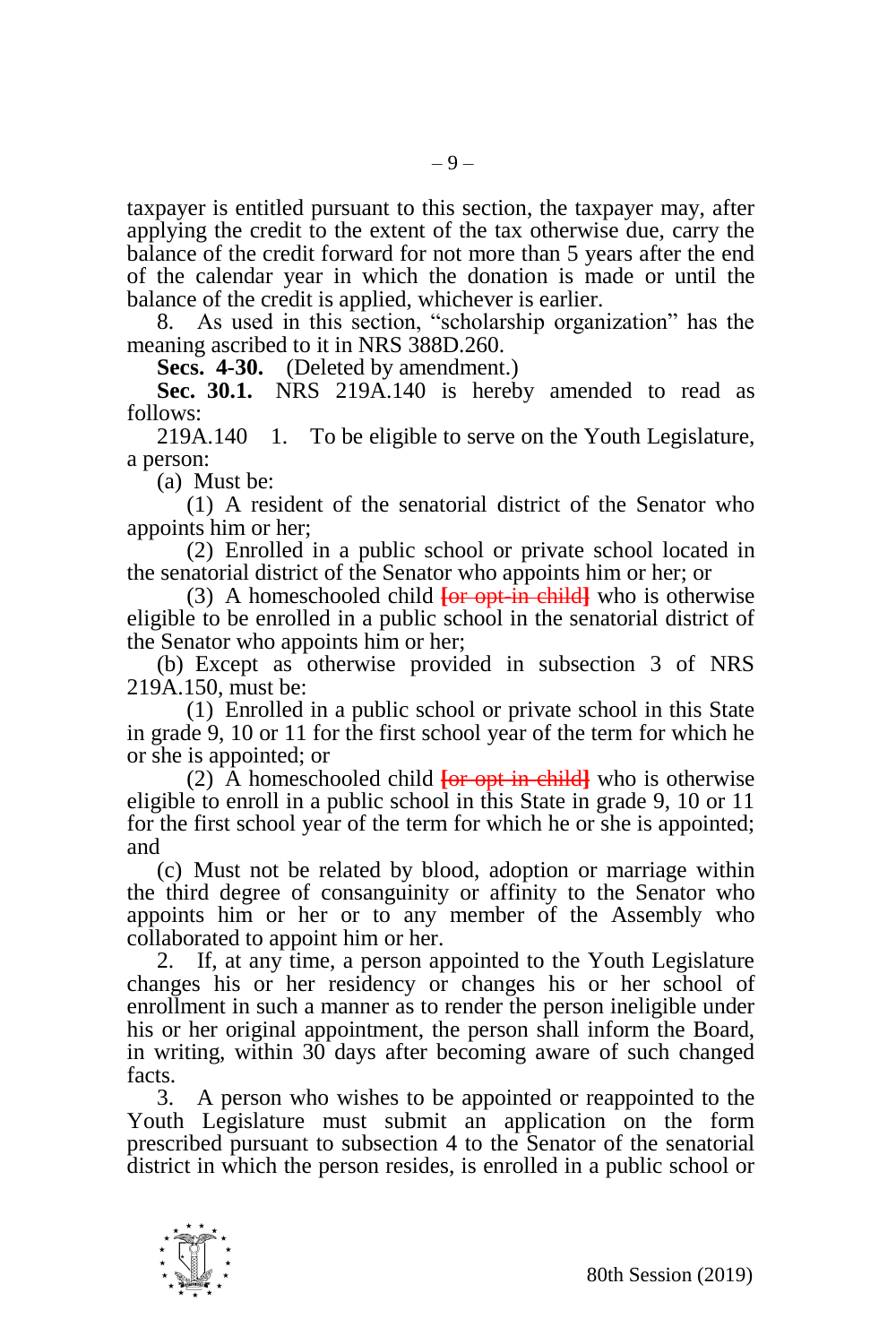taxpayer is entitled pursuant to this section, the taxpayer may, after applying the credit to the extent of the tax otherwise due, carry the balance of the credit forward for not more than 5 years after the end of the calendar year in which the donation is made or until the balance of the credit is applied, whichever is earlier.

8. As used in this section, "scholarship organization" has the meaning ascribed to it in NRS 388D.260.

**Secs. 4-30.** (Deleted by amendment.)

**Sec. 30.1.** NRS 219A.140 is hereby amended to read as follows:

219A.140 1. To be eligible to serve on the Youth Legislature, a person:

(a) Must be:

(1) A resident of the senatorial district of the Senator who appoints him or her;

(2) Enrolled in a public school or private school located in the senatorial district of the Senator who appoints him or her; or

(3) A homeschooled child **[~~or opt-in child~~]** who is otherwise eligible to be enrolled in a public school in the senatorial district of the Senator who appoints him or her;

(b) Except as otherwise provided in subsection 3 of NRS 219A.150, must be:

(1) Enrolled in a public school or private school in this State in grade 9, 10 or 11 for the first school year of the term for which he or she is appointed; or

(2) A homeschooled child **[~~or opt-in child~~]** who is otherwise eligible to enroll in a public school in this State in grade 9, 10 or 11 for the first school year of the term for which he or she is appointed; and

(c) Must not be related by blood, adoption or marriage within the third degree of consanguinity or affinity to the Senator who appoints him or her or to any member of the Assembly who collaborated to appoint him or her.

2. If, at any time, a person appointed to the Youth Legislature changes his or her residency or changes his or her school of enrollment in such a manner as to render the person ineligible under his or her original appointment, the person shall inform the Board, in writing, within 30 days after becoming aware of such changed facts.

3. A person who wishes to be appointed or reappointed to the Youth Legislature must submit an application on the form prescribed pursuant to subsection 4 to the Senator of the senatorial district in which the person resides, is enrolled in a public school or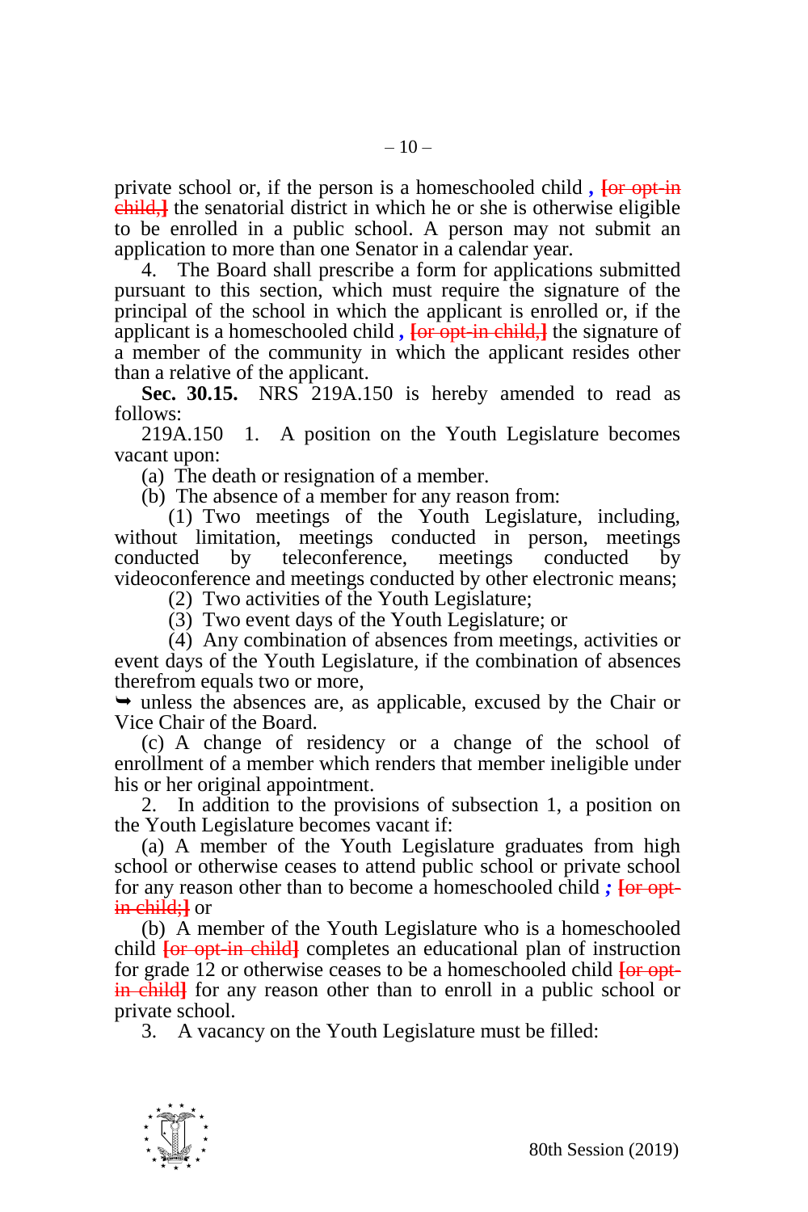private school or, if the person is a homeschooled child **,** ~~[or opt-in child,]~~ the senatorial district in which he or she is otherwise eligible to be enrolled in a public school. A person may not submit an application to more than one Senator in a calendar year.

4. The Board shall prescribe a form for applications submitted pursuant to this section, which must require the signature of the principal of the school in which the applicant is enrolled or, if the applicant is a homeschooled child **,** ~~[or opt-in child,]~~ the signature of a member of the community in which the applicant resides other than a relative of the applicant.

**Sec. 30.15.** NRS 219A.150 is hereby amended to read as follows:

219A.150 1. A position on the Youth Legislature becomes vacant upon:

(a) The death or resignation of a member.

(b) The absence of a member for any reason from:

(1) Two meetings of the Youth Legislature, including, without limitation, meetings conducted in person, meetings conducted by teleconference, meetings conducted by videoconference and meetings conducted by other electronic means;

(2) Two activities of the Youth Legislature;

(3) Two event days of the Youth Legislature; or

(4) Any combination of absences from meetings, activities or event days of the Youth Legislature, if the combination of absences therefrom equals two or more,

➥ unless the absences are, as applicable, excused by the Chair or Vice Chair of the Board.

(c) A change of residency or a change of the school of enrollment of a member which renders that member ineligible under his or her original appointment.

2. In addition to the provisions of subsection 1, a position on the Youth Legislature becomes vacant if:

(a) A member of the Youth Legislature graduates from high school or otherwise ceases to attend public school or private school for any reason other than to become a homeschooled child ***;*** ~~[or opt-in child;]~~ or

(b) A member of the Youth Legislature who is a homeschooled child ~~[or opt-in child]~~ completes an educational plan of instruction for grade 12 or otherwise ceases to be a homeschooled child ~~[or opt-in child]~~ for any reason other than to enroll in a public school or private school.

3. A vacancy on the Youth Legislature must be filled: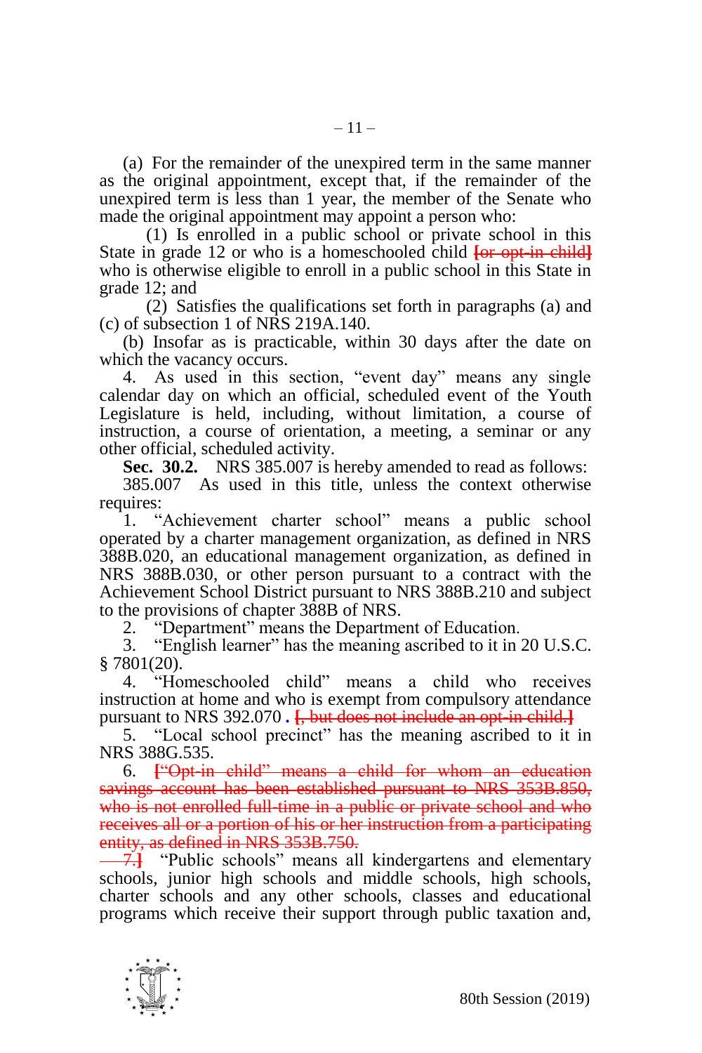(a) For the remainder of the unexpired term in the same manner as the original appointment, except that, if the remainder of the unexpired term is less than 1 year, the member of the Senate who made the original appointment may appoint a person who:

(1) Is enrolled in a public school or private school in this State in grade 12 or who is a homeschooled child ~~[or opt-in child]~~ who is otherwise eligible to enroll in a public school in this State in grade 12; and

(2) Satisfies the qualifications set forth in paragraphs (a) and (c) of subsection 1 of NRS 219A.140.

(b) Insofar as is practicable, within 30 days after the date on which the vacancy occurs.

4. As used in this section, "event day" means any single calendar day on which an official, scheduled event of the Youth Legislature is held, including, without limitation, a course of instruction, a course of orientation, a meeting, a seminar or any other official, scheduled activity.

**Sec. 30.2.** NRS 385.007 is hereby amended to read as follows:

385.007 As used in this title, unless the context otherwise requires:

1. "Achievement charter school" means a public school operated by a charter management organization, as defined in NRS 388B.020, an educational management organization, as defined in NRS 388B.030, or other person pursuant to a contract with the Achievement School District pursuant to NRS 388B.210 and subject to the provisions of chapter 388B of NRS.

2. "Department" means the Department of Education.

3. "English learner" has the meaning ascribed to it in 20 U.S.C. § 7801(20).

4. "Homeschooled child" means a child who receives instruction at home and who is exempt from compulsory attendance pursuant to NRS 392.070 **.** ~~[, but does not include an opt-in child.]~~

5. "Local school precinct" has the meaning ascribed to it in NRS 388G.535.

6. ~~["Opt-in child" means a child for whom an education savings account has been established pursuant to NRS 353B.850, who is not enrolled full-time in a public or private school and who receives all or a portion of his or her instruction from a participating entity, as defined in NRS 353B.750.~~

~~7.]~~ "Public schools" means all kindergartens and elementary schools, junior high schools and middle schools, high schools, charter schools and any other schools, classes and educational programs which receive their support through public taxation and,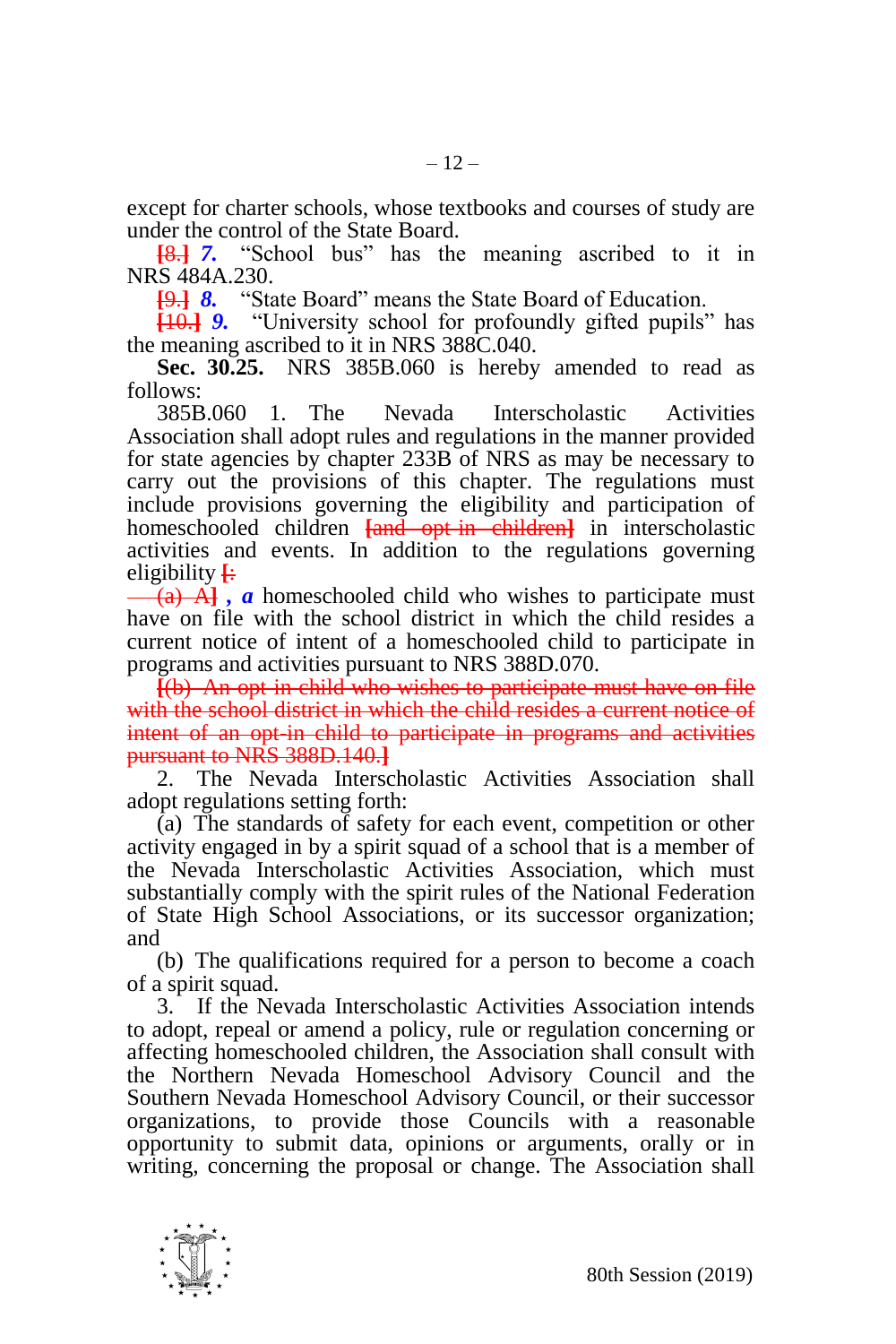except for charter schools, whose textbooks and courses of study are under the control of the State Board.

~~[8.]~~ ***7.*** "School bus" has the meaning ascribed to it in NRS 484A.230.

~~[9.]~~ ***8.*** "State Board" means the State Board of Education.

~~[10.]~~ ***9.*** "University school for profoundly gifted pupils" has the meaning ascribed to it in NRS 388C.040.

**Sec. 30.25.** NRS 385B.060 is hereby amended to read as follows:

385B.060 1. The Nevada Interscholastic Activities Association shall adopt rules and regulations in the manner provided for state agencies by chapter 233B of NRS as may be necessary to carry out the provisions of this chapter. The regulations must include provisions governing the eligibility and participation of homeschooled children ~~[and opt-in children]~~ in interscholastic activities and events. In addition to the regulations governing eligibility ~~[:~~

~~(a) A]~~ ***, a*** homeschooled child who wishes to participate must have on file with the school district in which the child resides a current notice of intent of a homeschooled child to participate in programs and activities pursuant to NRS 388D.070.

~~[(b) An opt-in child who wishes to participate must have on file with the school district in which the child resides a current notice of intent of an opt-in child to participate in programs and activities pursuant to NRS 388D.140.]~~

2. The Nevada Interscholastic Activities Association shall adopt regulations setting forth:

(a) The standards of safety for each event, competition or other activity engaged in by a spirit squad of a school that is a member of the Nevada Interscholastic Activities Association, which must substantially comply with the spirit rules of the National Federation of State High School Associations, or its successor organization; and

(b) The qualifications required for a person to become a coach of a spirit squad.

3. If the Nevada Interscholastic Activities Association intends to adopt, repeal or amend a policy, rule or regulation concerning or affecting homeschooled children, the Association shall consult with the Northern Nevada Homeschool Advisory Council and the Southern Nevada Homeschool Advisory Council, or their successor organizations, to provide those Councils with a reasonable opportunity to submit data, opinions or arguments, orally or in writing, concerning the proposal or change. The Association shall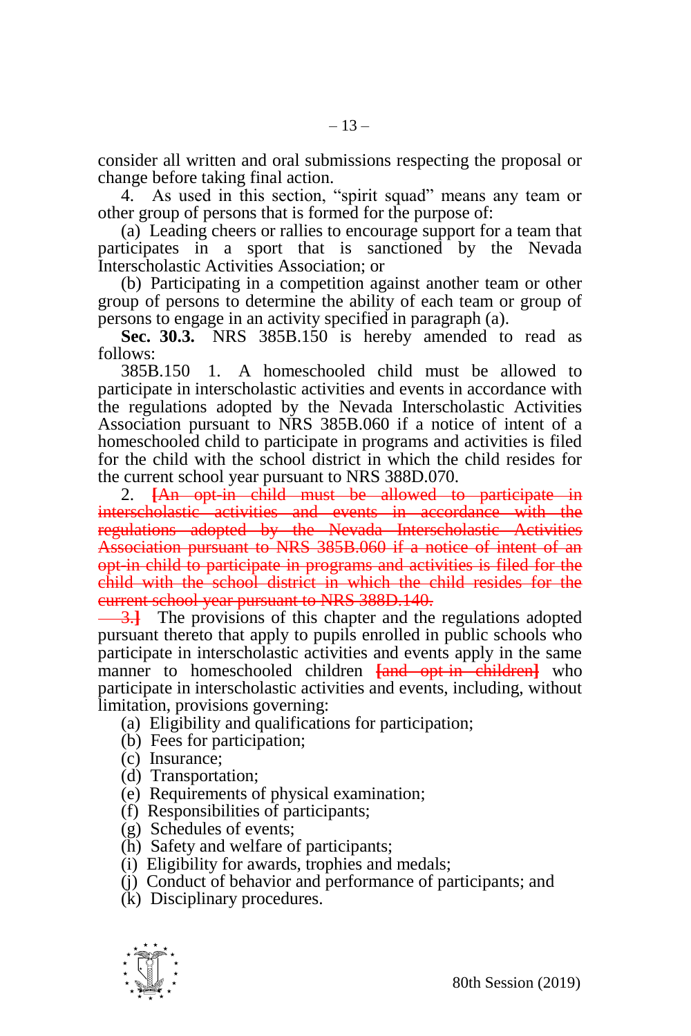consider all written and oral submissions respecting the proposal or change before taking final action.

4. As used in this section, "spirit squad" means any team or other group of persons that is formed for the purpose of:

(a) Leading cheers or rallies to encourage support for a team that participates in a sport that is sanctioned by the Nevada Interscholastic Activities Association; or

(b) Participating in a competition against another team or other group of persons to determine the ability of each team or group of persons to engage in an activity specified in paragraph (a).

**Sec. 30.3.** NRS 385B.150 is hereby amended to read as follows:

385B.150 1. A homeschooled child must be allowed to participate in interscholastic activities and events in accordance with the regulations adopted by the Nevada Interscholastic Activities Association pursuant to NRS 385B.060 if a notice of intent of a homeschooled child to participate in programs and activities is filed for the child with the school district in which the child resides for the current school year pursuant to NRS 388D.070.

2. ~~[An opt-in child must be allowed to participate in interscholastic activities and events in accordance with the regulations adopted by the Nevada Interscholastic Activities Association pursuant to NRS 385B.060 if a notice of intent of an opt-in child to participate in programs and activities is filed for the child with the school district in which the child resides for the current school year pursuant to NRS 388D.140.~~

~~3.]~~ The provisions of this chapter and the regulations adopted pursuant thereto that apply to pupils enrolled in public schools who participate in interscholastic activities and events apply in the same manner to homeschooled children ~~[and opt-in children]~~ who participate in interscholastic activities and events, including, without limitation, provisions governing:

(a) Eligibility and qualifications for participation;

(b) Fees for participation;

(c) Insurance;

(d) Transportation;

(e) Requirements of physical examination;

(f) Responsibilities of participants;

(g) Schedules of events;

(h) Safety and welfare of participants;

(i) Eligibility for awards, trophies and medals;

(j) Conduct of behavior and performance of participants; and

(k) Disciplinary procedures.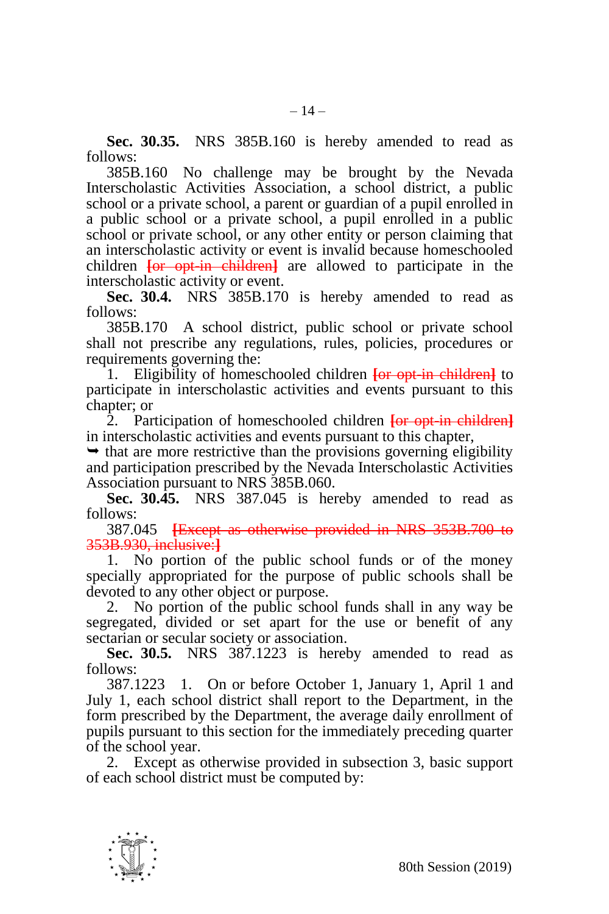**Sec. 30.35.** NRS 385B.160 is hereby amended to read as follows:

385B.160 No challenge may be brought by the Nevada Interscholastic Activities Association, a school district, a public school or a private school, a parent or guardian of a pupil enrolled in a public school or a private school, a pupil enrolled in a public school or private school, or any other entity or person claiming that an interscholastic activity or event is invalid because homeschooled children ~~[or opt-in children]~~ are allowed to participate in the interscholastic activity or event.

**Sec. 30.4.** NRS 385B.170 is hereby amended to read as follows:

385B.170 A school district, public school or private school shall not prescribe any regulations, rules, policies, procedures or requirements governing the:

1. Eligibility of homeschooled children ~~[or opt-in children]~~ to participate in interscholastic activities and events pursuant to this chapter; or

2. Participation of homeschooled children ~~[or opt-in children]~~ in interscholastic activities and events pursuant to this chapter,

➥ that are more restrictive than the provisions governing eligibility and participation prescribed by the Nevada Interscholastic Activities Association pursuant to NRS 385B.060.

**Sec. 30.45.** NRS 387.045 is hereby amended to read as follows:

387.045 ~~[Except as otherwise provided in NRS 353B.700 to 353B.930, inclusive:]~~

1. No portion of the public school funds or of the money specially appropriated for the purpose of public schools shall be devoted to any other object or purpose.

2. No portion of the public school funds shall in any way be segregated, divided or set apart for the use or benefit of any sectarian or secular society or association.

**Sec. 30.5.** NRS 387.1223 is hereby amended to read as follows:

387.1223 1. On or before October 1, January 1, April 1 and July 1, each school district shall report to the Department, in the form prescribed by the Department, the average daily enrollment of pupils pursuant to this section for the immediately preceding quarter of the school year.

2. Except as otherwise provided in subsection 3, basic support of each school district must be computed by: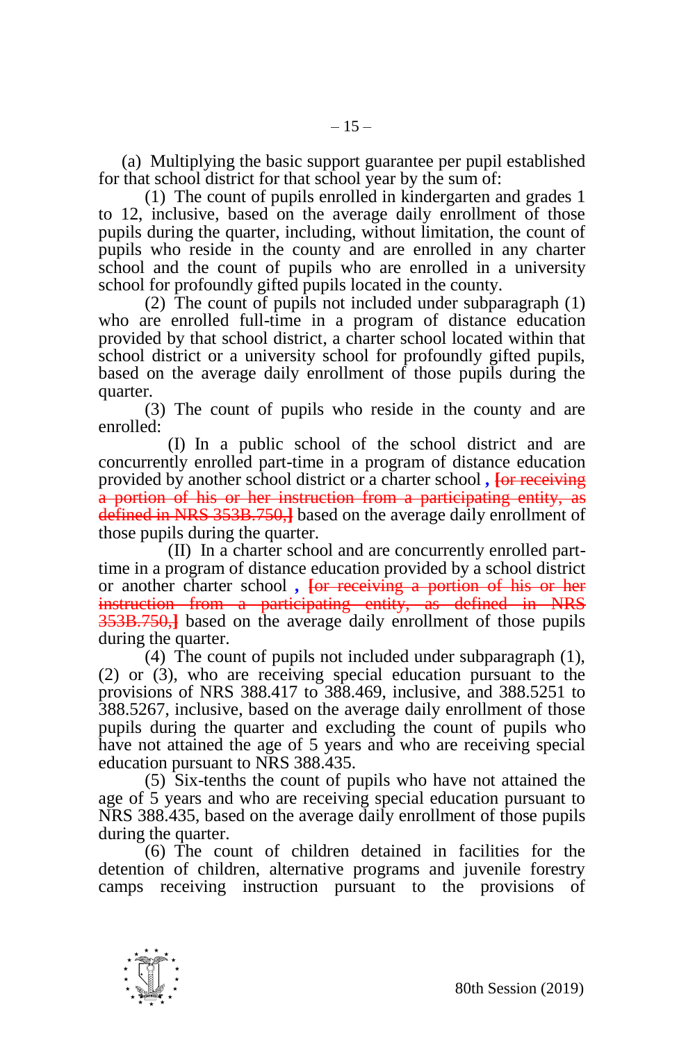(a) Multiplying the basic support guarantee per pupil established for that school district for that school year by the sum of:

(1) The count of pupils enrolled in kindergarten and grades 1 to 12, inclusive, based on the average daily enrollment of those pupils during the quarter, including, without limitation, the count of pupils who reside in the county and are enrolled in any charter school and the count of pupils who are enrolled in a university school for profoundly gifted pupils located in the county.

(2) The count of pupils not included under subparagraph (1) who are enrolled full-time in a program of distance education provided by that school district, a charter school located within that school district or a university school for profoundly gifted pupils, based on the average daily enrollment of those pupils during the quarter.

(3) The count of pupils who reside in the county and are enrolled:

(I) In a public school of the school district and are concurrently enrolled part-time in a program of distance education provided by another school district or a charter school **,** ~~[or receiving a portion of his or her instruction from a participating entity, as defined in NRS 353B.750,]~~ based on the average daily enrollment of those pupils during the quarter.

(II) In a charter school and are concurrently enrolled part-time in a program of distance education provided by a school district or another charter school **,** ~~[or receiving a portion of his or her instruction from a participating entity, as defined in NRS 353B.750,]~~ based on the average daily enrollment of those pupils during the quarter.

(4) The count of pupils not included under subparagraph (1), (2) or (3), who are receiving special education pursuant to the provisions of NRS 388.417 to 388.469, inclusive, and 388.5251 to 388.5267, inclusive, based on the average daily enrollment of those pupils during the quarter and excluding the count of pupils who have not attained the age of 5 years and who are receiving special education pursuant to NRS 388.435.

(5) Six-tenths the count of pupils who have not attained the age of 5 years and who are receiving special education pursuant to NRS 388.435, based on the average daily enrollment of those pupils during the quarter.

(6) The count of children detained in facilities for the detention of children, alternative programs and juvenile forestry camps receiving instruction pursuant to the provisions of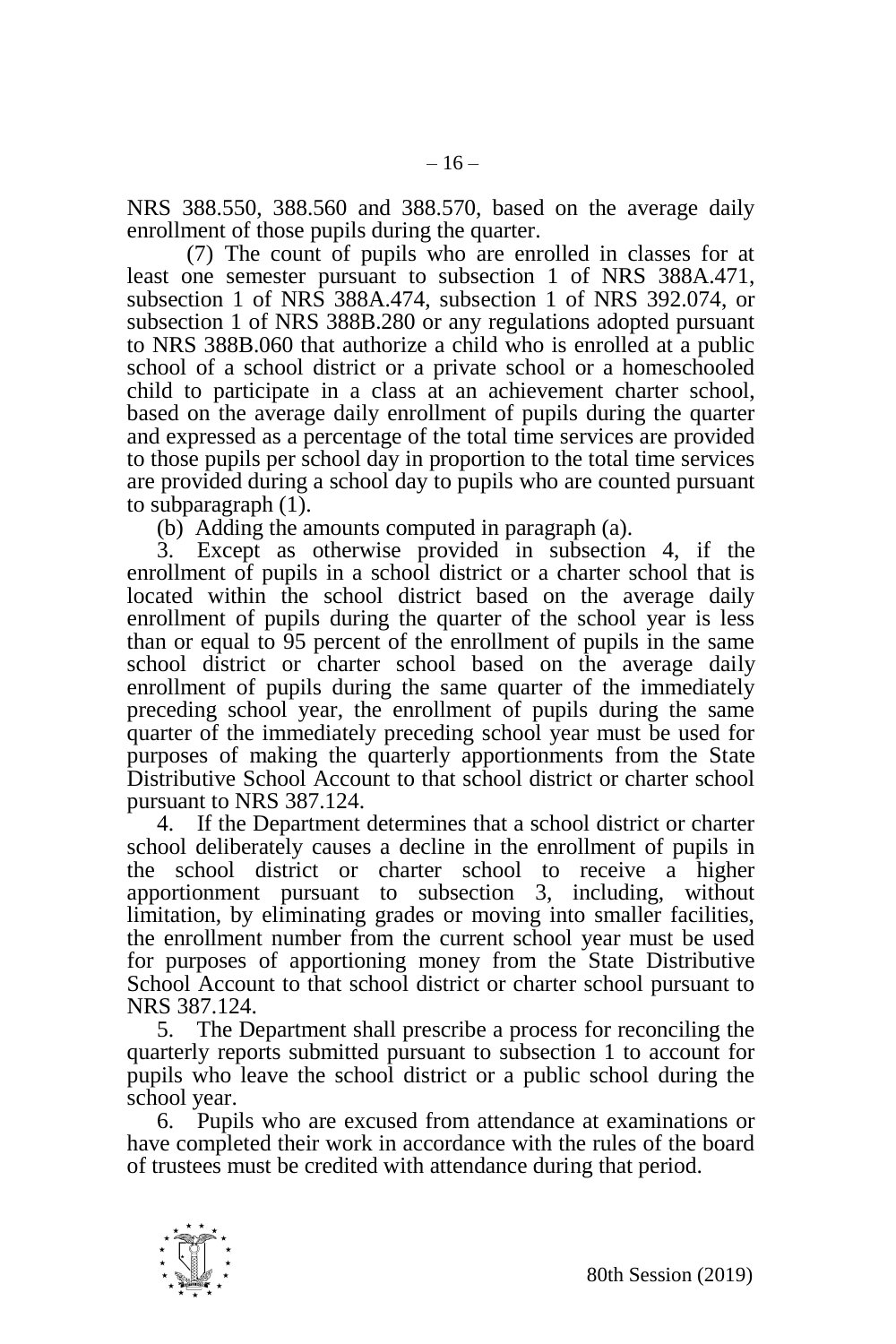NRS 388.550, 388.560 and 388.570, based on the average daily enrollment of those pupils during the quarter.

(7) The count of pupils who are enrolled in classes for at least one semester pursuant to subsection 1 of NRS 388A.471, subsection 1 of NRS 388A.474, subsection 1 of NRS 392.074, or subsection 1 of NRS 388B.280 or any regulations adopted pursuant to NRS 388B.060 that authorize a child who is enrolled at a public school of a school district or a private school or a homeschooled child to participate in a class at an achievement charter school, based on the average daily enrollment of pupils during the quarter and expressed as a percentage of the total time services are provided to those pupils per school day in proportion to the total time services are provided during a school day to pupils who are counted pursuant to subparagraph (1).

(b) Adding the amounts computed in paragraph (a).

3. Except as otherwise provided in subsection 4, if the enrollment of pupils in a school district or a charter school that is located within the school district based on the average daily enrollment of pupils during the quarter of the school year is less than or equal to 95 percent of the enrollment of pupils in the same school district or charter school based on the average daily enrollment of pupils during the same quarter of the immediately preceding school year, the enrollment of pupils during the same quarter of the immediately preceding school year must be used for purposes of making the quarterly apportionments from the State Distributive School Account to that school district or charter school pursuant to NRS 387.124.

4. If the Department determines that a school district or charter school deliberately causes a decline in the enrollment of pupils in the school district or charter school to receive a higher apportionment pursuant to subsection 3, including, without limitation, by eliminating grades or moving into smaller facilities, the enrollment number from the current school year must be used for purposes of apportioning money from the State Distributive School Account to that school district or charter school pursuant to NRS 387.124.

5. The Department shall prescribe a process for reconciling the quarterly reports submitted pursuant to subsection 1 to account for pupils who leave the school district or a public school during the school year.

6. Pupils who are excused from attendance at examinations or have completed their work in accordance with the rules of the board of trustees must be credited with attendance during that period.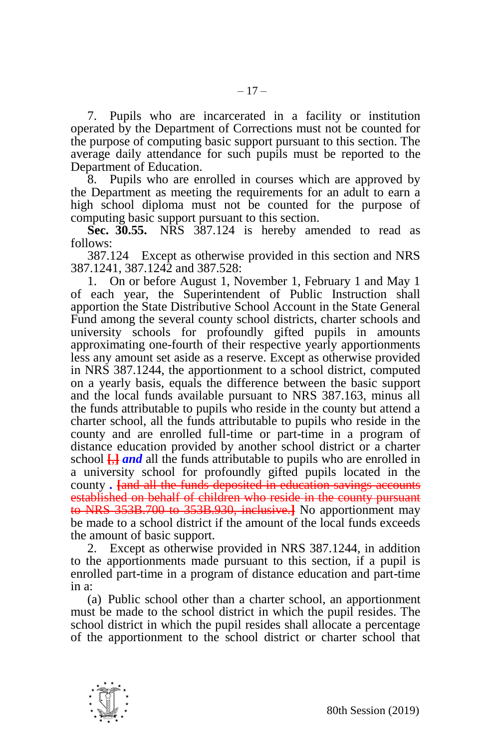7. Pupils who are incarcerated in a facility or institution operated by the Department of Corrections must not be counted for the purpose of computing basic support pursuant to this section. The average daily attendance for such pupils must be reported to the Department of Education.

8. Pupils who are enrolled in courses which are approved by the Department as meeting the requirements for an adult to earn a high school diploma must not be counted for the purpose of computing basic support pursuant to this section.

**Sec. 30.55.** NRS 387.124 is hereby amended to read as follows:

387.124 Except as otherwise provided in this section and NRS 387.1241, 387.1242 and 387.528:

1. On or before August 1, November 1, February 1 and May 1 of each year, the Superintendent of Public Instruction shall apportion the State Distributive School Account in the State General Fund among the several county school districts, charter schools and university schools for profoundly gifted pupils in amounts approximating one-fourth of their respective yearly apportionments less any amount set aside as a reserve. Except as otherwise provided in NRS 387.1244, the apportionment to a school district, computed on a yearly basis, equals the difference between the basic support and the local funds available pursuant to NRS 387.163, minus all the funds attributable to pupils who reside in the county but attend a charter school, all the funds attributable to pupils who reside in the county and are enrolled full-time or part-time in a program of distance education provided by another school district or a charter school ~~[,]~~ ***and*** all the funds attributable to pupils who are enrolled in a university school for profoundly gifted pupils located in the county ***.*** ~~[and all the funds deposited in education savings accounts established on behalf of children who reside in the county pursuant to NRS 353B.700 to 353B.930, inclusive.]~~ No apportionment may be made to a school district if the amount of the local funds exceeds the amount of basic support.

2. Except as otherwise provided in NRS 387.1244, in addition to the apportionments made pursuant to this section, if a pupil is enrolled part-time in a program of distance education and part-time in a:

(a) Public school other than a charter school, an apportionment must be made to the school district in which the pupil resides. The school district in which the pupil resides shall allocate a percentage of the apportionment to the school district or charter school that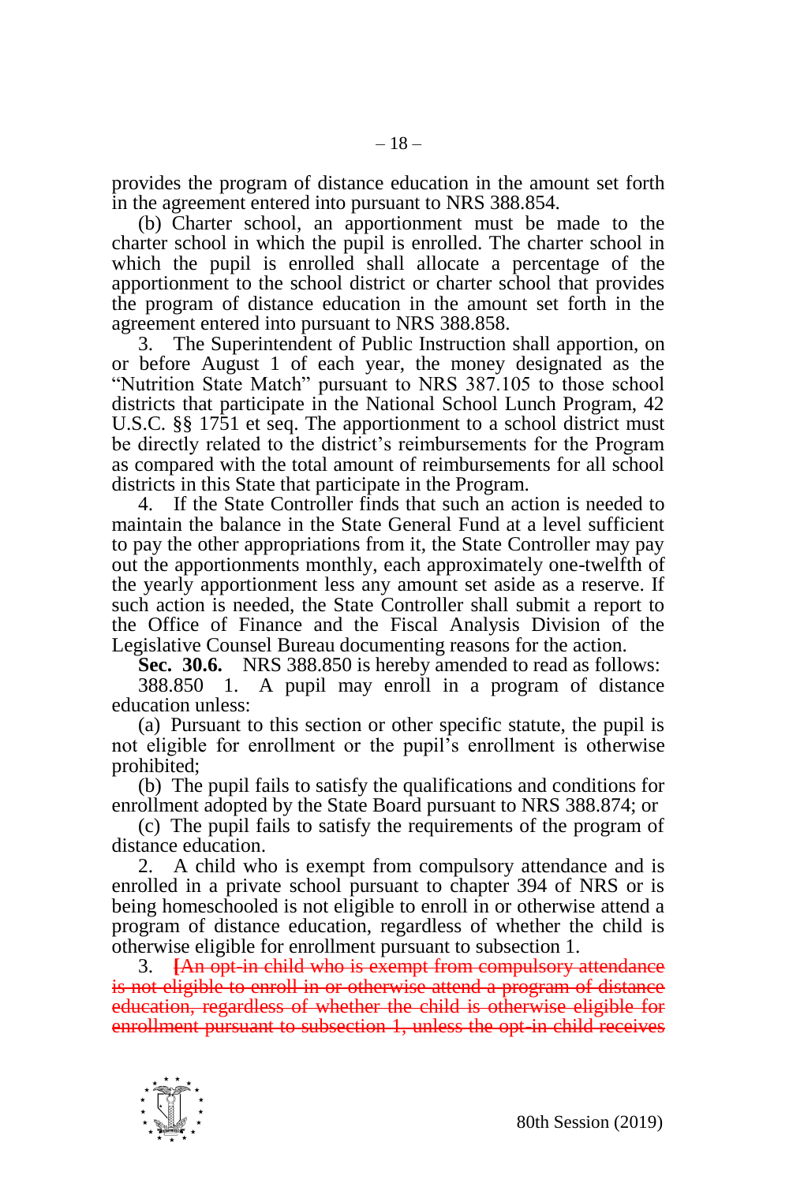provides the program of distance education in the amount set forth in the agreement entered into pursuant to NRS 388.854.

(b) Charter school, an apportionment must be made to the charter school in which the pupil is enrolled. The charter school in which the pupil is enrolled shall allocate a percentage of the apportionment to the school district or charter school that provides the program of distance education in the amount set forth in the agreement entered into pursuant to NRS 388.858.

3. The Superintendent of Public Instruction shall apportion, on or before August 1 of each year, the money designated as the "Nutrition State Match" pursuant to NRS 387.105 to those school districts that participate in the National School Lunch Program, 42 U.S.C. §§ 1751 et seq. The apportionment to a school district must be directly related to the district's reimbursements for the Program as compared with the total amount of reimbursements for all school districts in this State that participate in the Program.

4. If the State Controller finds that such an action is needed to maintain the balance in the State General Fund at a level sufficient to pay the other appropriations from it, the State Controller may pay out the apportionments monthly, each approximately one-twelfth of the yearly apportionment less any amount set aside as a reserve. If such action is needed, the State Controller shall submit a report to the Office of Finance and the Fiscal Analysis Division of the Legislative Counsel Bureau documenting reasons for the action.

**Sec. 30.6.** NRS 388.850 is hereby amended to read as follows:

388.850 1. A pupil may enroll in a program of distance education unless:

(a) Pursuant to this section or other specific statute, the pupil is not eligible for enrollment or the pupil's enrollment is otherwise prohibited;

(b) The pupil fails to satisfy the qualifications and conditions for enrollment adopted by the State Board pursuant to NRS 388.874; or

(c) The pupil fails to satisfy the requirements of the program of distance education.

2. A child who is exempt from compulsory attendance and is enrolled in a private school pursuant to chapter 394 of NRS or is being homeschooled is not eligible to enroll in or otherwise attend a program of distance education, regardless of whether the child is otherwise eligible for enrollment pursuant to subsection 1.

3. ~~[An opt-in child who is exempt from compulsory attendance is not eligible to enroll in or otherwise attend a program of distance education, regardless of whether the child is otherwise eligible for enrollment pursuant to subsection 1, unless the opt-in child receives~~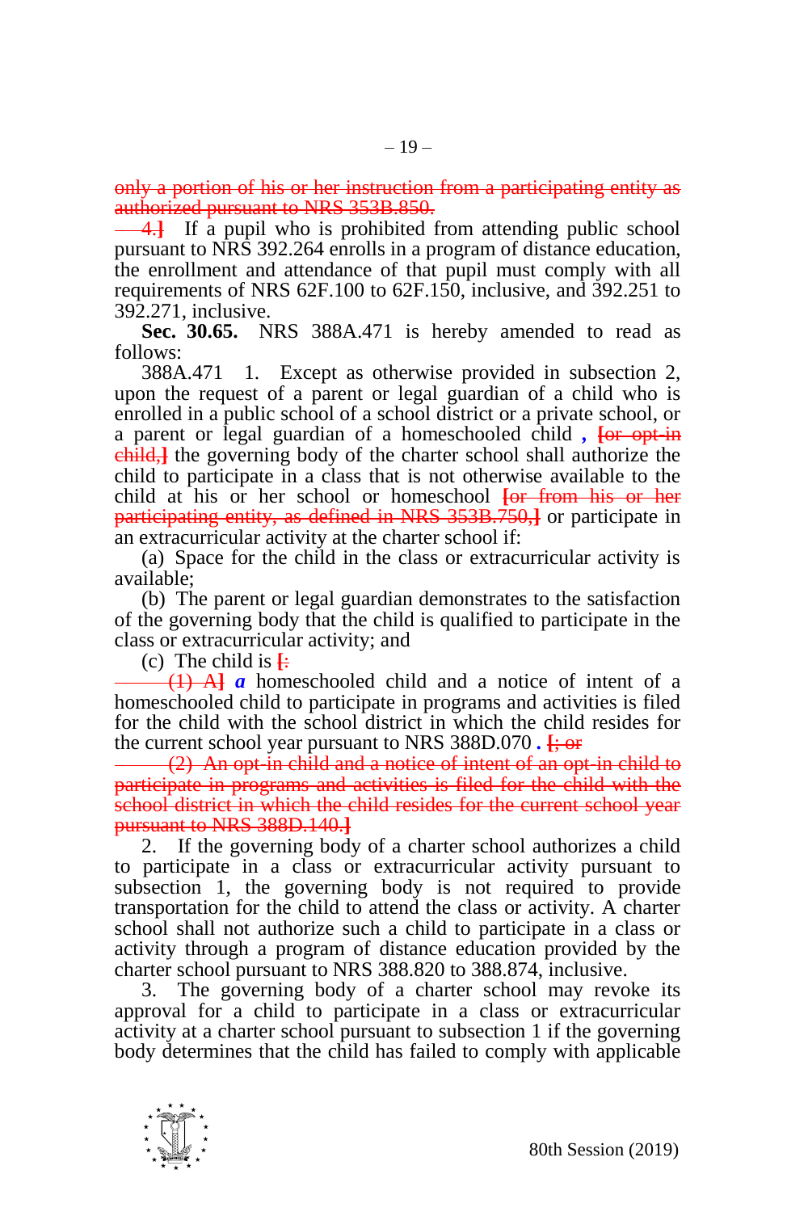~~only a portion of his or her instruction from a participating entity as authorized pursuant to NRS 353B.850.~~

~~4.]~~ If a pupil who is prohibited from attending public school pursuant to NRS 392.264 enrolls in a program of distance education, the enrollment and attendance of that pupil must comply with all requirements of NRS 62F.100 to 62F.150, inclusive, and 392.251 to 392.271, inclusive.

**Sec. 30.65.** NRS 388A.471 is hereby amended to read as follows:

388A.471 1. Except as otherwise provided in subsection 2, upon the request of a parent or legal guardian of a child who is enrolled in a public school of a school district or a private school, or a parent or legal guardian of a homeschooled child ***,*** ~~[or opt-in child,]~~ the governing body of the charter school shall authorize the child to participate in a class that is not otherwise available to the child at his or her school or homeschool ~~[or from his or her participating entity, as defined in NRS 353B.750,]~~ or participate in an extracurricular activity at the charter school if:

(a) Space for the child in the class or extracurricular activity is available;

(b) The parent or legal guardian demonstrates to the satisfaction of the governing body that the child is qualified to participate in the class or extracurricular activity; and

(c) The child is ~~[:~~

~~(1) A]~~ ***a*** homeschooled child and a notice of intent of a homeschooled child to participate in programs and activities is filed for the child with the school district in which the child resides for the current school year pursuant to NRS 388D.070 ***.*** ~~[; or~~

~~(2) An opt-in child and a notice of intent of an opt-in child to participate in programs and activities is filed for the child with the school district in which the child resides for the current school year pursuant to NRS 388D.140.]~~

2. If the governing body of a charter school authorizes a child to participate in a class or extracurricular activity pursuant to subsection 1, the governing body is not required to provide transportation for the child to attend the class or activity. A charter school shall not authorize such a child to participate in a class or activity through a program of distance education provided by the charter school pursuant to NRS 388.820 to 388.874, inclusive.

3. The governing body of a charter school may revoke its approval for a child to participate in a class or extracurricular activity at a charter school pursuant to subsection 1 if the governing body determines that the child has failed to comply with applicable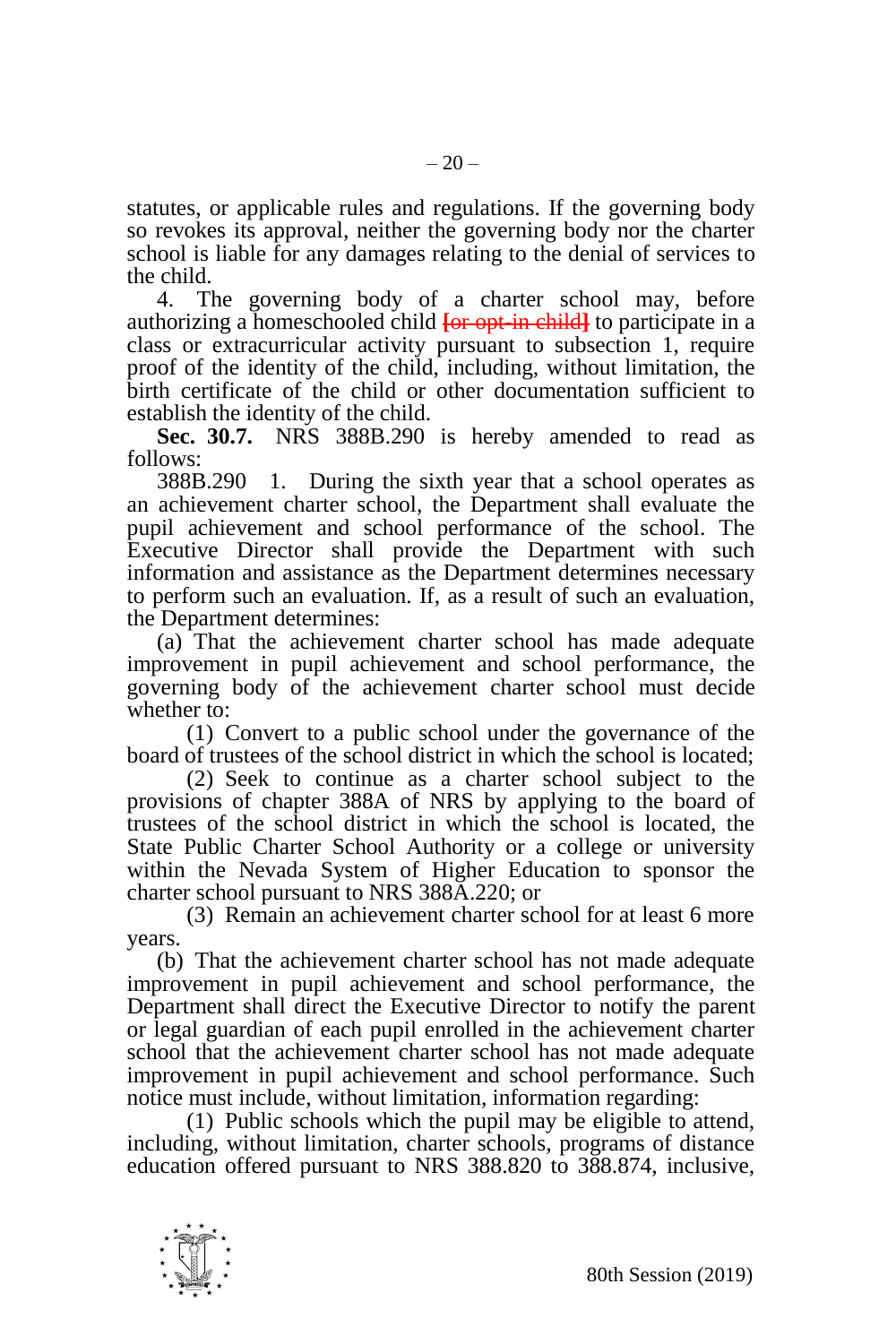statutes, or applicable rules and regulations. If the governing body so revokes its approval, neither the governing body nor the charter school is liable for any damages relating to the denial of services to the child.

4. The governing body of a charter school may, before authorizing a homeschooled child **[~~or opt-in child~~]** to participate in a class or extracurricular activity pursuant to subsection 1, require proof of the identity of the child, including, without limitation, the birth certificate of the child or other documentation sufficient to establish the identity of the child.

**Sec. 30.7.** NRS 388B.290 is hereby amended to read as follows:

388B.290 1. During the sixth year that a school operates as an achievement charter school, the Department shall evaluate the pupil achievement and school performance of the school. The Executive Director shall provide the Department with such information and assistance as the Department determines necessary to perform such an evaluation. If, as a result of such an evaluation, the Department determines:

(a) That the achievement charter school has made adequate improvement in pupil achievement and school performance, the governing body of the achievement charter school must decide whether to:

(1) Convert to a public school under the governance of the board of trustees of the school district in which the school is located;

(2) Seek to continue as a charter school subject to the provisions of chapter 388A of NRS by applying to the board of trustees of the school district in which the school is located, the State Public Charter School Authority or a college or university within the Nevada System of Higher Education to sponsor the charter school pursuant to NRS 388A.220; or

(3) Remain an achievement charter school for at least 6 more years.

(b) That the achievement charter school has not made adequate improvement in pupil achievement and school performance, the Department shall direct the Executive Director to notify the parent or legal guardian of each pupil enrolled in the achievement charter school that the achievement charter school has not made adequate improvement in pupil achievement and school performance. Such notice must include, without limitation, information regarding:

(1) Public schools which the pupil may be eligible to attend, including, without limitation, charter schools, programs of distance education offered pursuant to NRS 388.820 to 388.874, inclusive,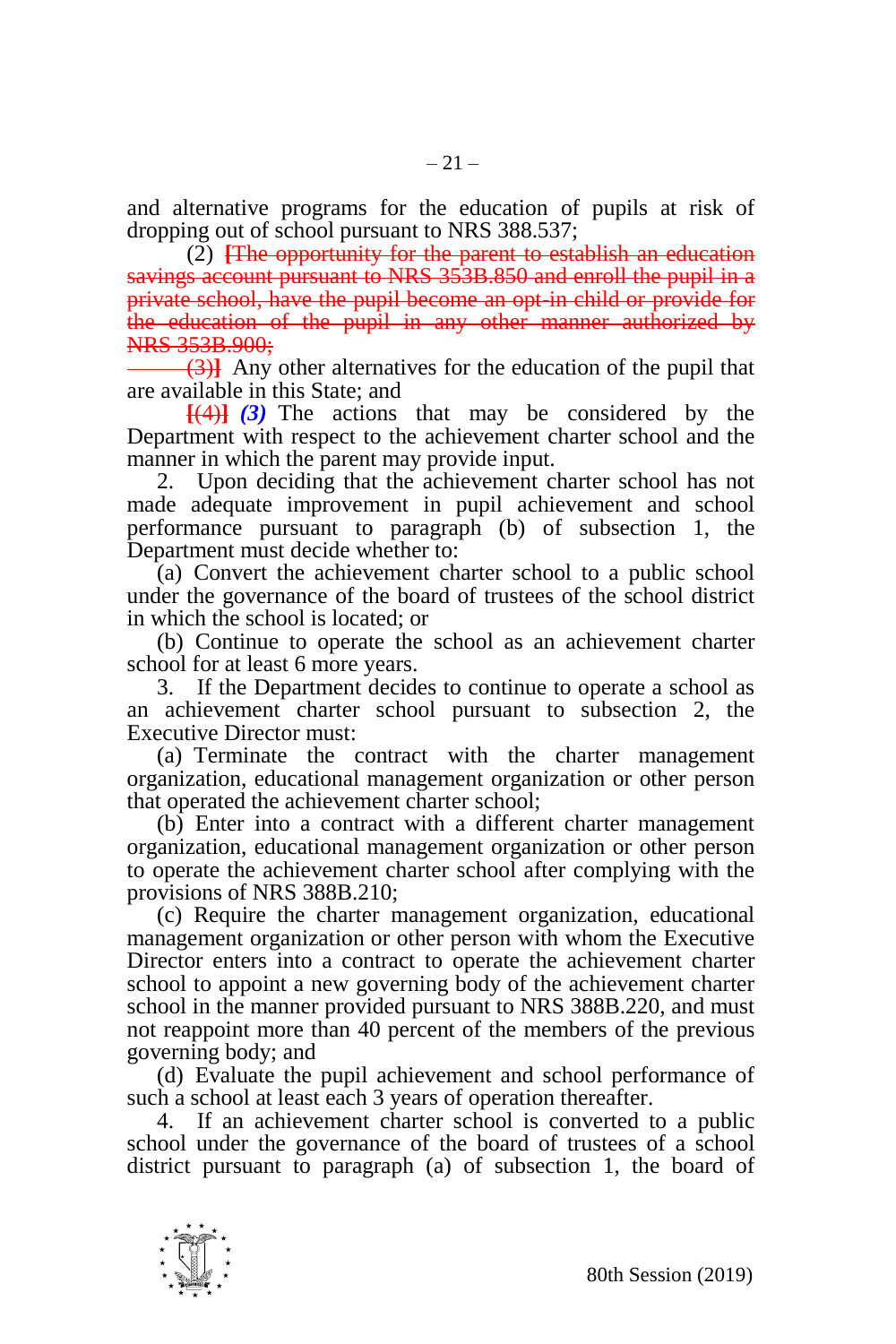and alternative programs for the education of pupils at risk of dropping out of school pursuant to NRS 388.537;

(2) ~~[The opportunity for the parent to establish an education savings account pursuant to NRS 353B.850 and enroll the pupil in a private school, have the pupil become an opt-in child or provide for the education of the pupil in any other manner authorized by NRS 353B.900;~~

~~(3)]~~ Any other alternatives for the education of the pupil that are available in this State; and

~~[(4)]~~ ***(3)*** The actions that may be considered by the Department with respect to the achievement charter school and the manner in which the parent may provide input.

2. Upon deciding that the achievement charter school has not made adequate improvement in pupil achievement and school performance pursuant to paragraph (b) of subsection 1, the Department must decide whether to:

(a) Convert the achievement charter school to a public school under the governance of the board of trustees of the school district in which the school is located; or

(b) Continue to operate the school as an achievement charter school for at least 6 more years.

3. If the Department decides to continue to operate a school as an achievement charter school pursuant to subsection 2, the Executive Director must:

(a) Terminate the contract with the charter management organization, educational management organization or other person that operated the achievement charter school;

(b) Enter into a contract with a different charter management organization, educational management organization or other person to operate the achievement charter school after complying with the provisions of NRS 388B.210;

(c) Require the charter management organization, educational management organization or other person with whom the Executive Director enters into a contract to operate the achievement charter school to appoint a new governing body of the achievement charter school in the manner provided pursuant to NRS 388B.220, and must not reappoint more than 40 percent of the members of the previous governing body; and

(d) Evaluate the pupil achievement and school performance of such a school at least each 3 years of operation thereafter.

4. If an achievement charter school is converted to a public school under the governance of the board of trustees of a school district pursuant to paragraph (a) of subsection 1, the board of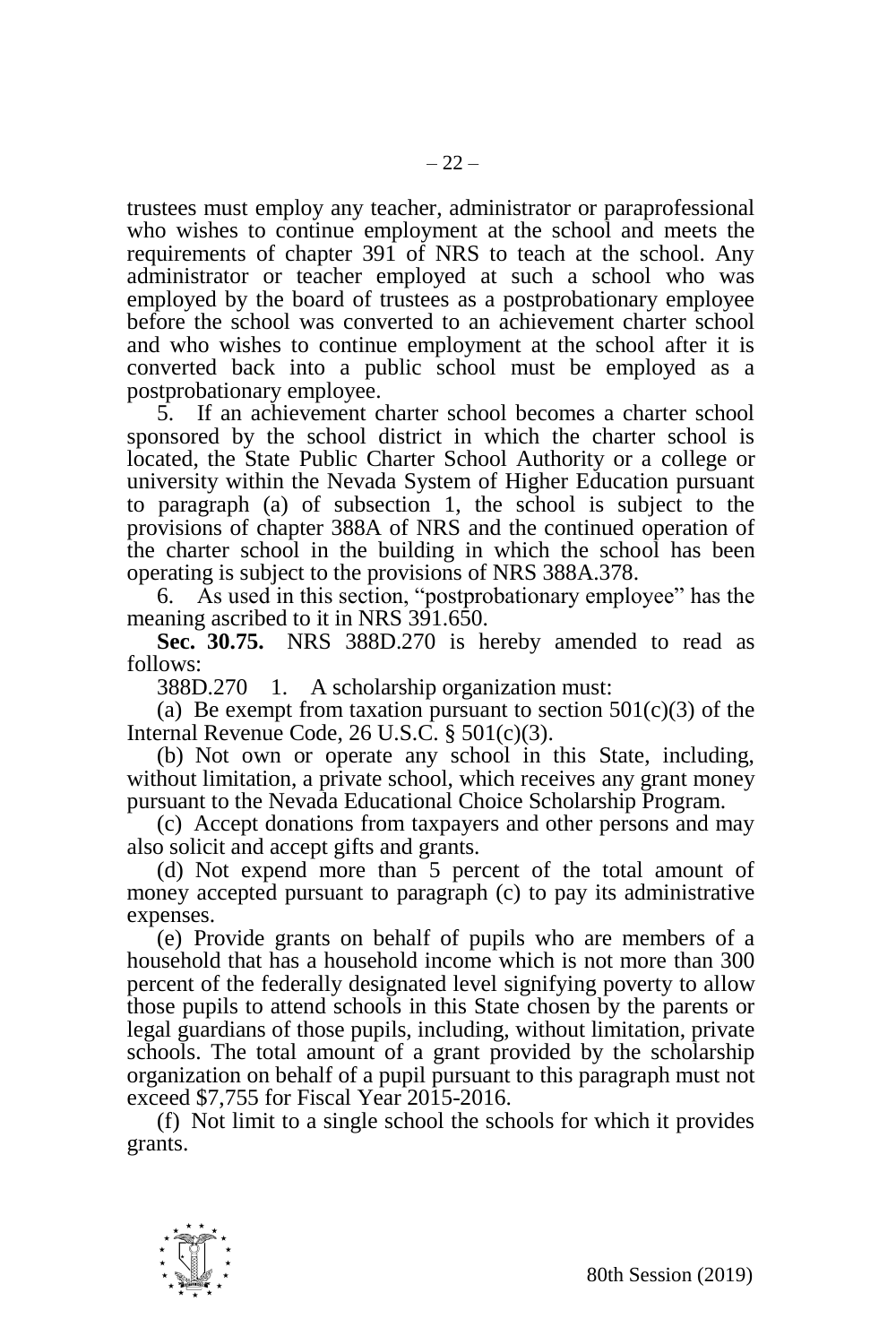trustees must employ any teacher, administrator or paraprofessional who wishes to continue employment at the school and meets the requirements of chapter 391 of NRS to teach at the school. Any administrator or teacher employed at such a school who was employed by the board of trustees as a postprobationary employee before the school was converted to an achievement charter school and who wishes to continue employment at the school after it is converted back into a public school must be employed as a postprobationary employee.

5. If an achievement charter school becomes a charter school sponsored by the school district in which the charter school is located, the State Public Charter School Authority or a college or university within the Nevada System of Higher Education pursuant to paragraph (a) of subsection 1, the school is subject to the provisions of chapter 388A of NRS and the continued operation of the charter school in the building in which the school has been operating is subject to the provisions of NRS 388A.378.

6. As used in this section, "postprobationary employee" has the meaning ascribed to it in NRS 391.650.

**Sec. 30.75.** NRS 388D.270 is hereby amended to read as follows:

388D.270 1. A scholarship organization must:

(a) Be exempt from taxation pursuant to section 501(c)(3) of the Internal Revenue Code, 26 U.S.C. § 501(c)(3).

(b) Not own or operate any school in this State, including, without limitation, a private school, which receives any grant money pursuant to the Nevada Educational Choice Scholarship Program.

(c) Accept donations from taxpayers and other persons and may also solicit and accept gifts and grants.

(d) Not expend more than 5 percent of the total amount of money accepted pursuant to paragraph (c) to pay its administrative expenses.

(e) Provide grants on behalf of pupils who are members of a household that has a household income which is not more than 300 percent of the federally designated level signifying poverty to allow those pupils to attend schools in this State chosen by the parents or legal guardians of those pupils, including, without limitation, private schools. The total amount of a grant provided by the scholarship organization on behalf of a pupil pursuant to this paragraph must not exceed $7,755 for Fiscal Year 2015-2016.

(f) Not limit to a single school the schools for which it provides grants.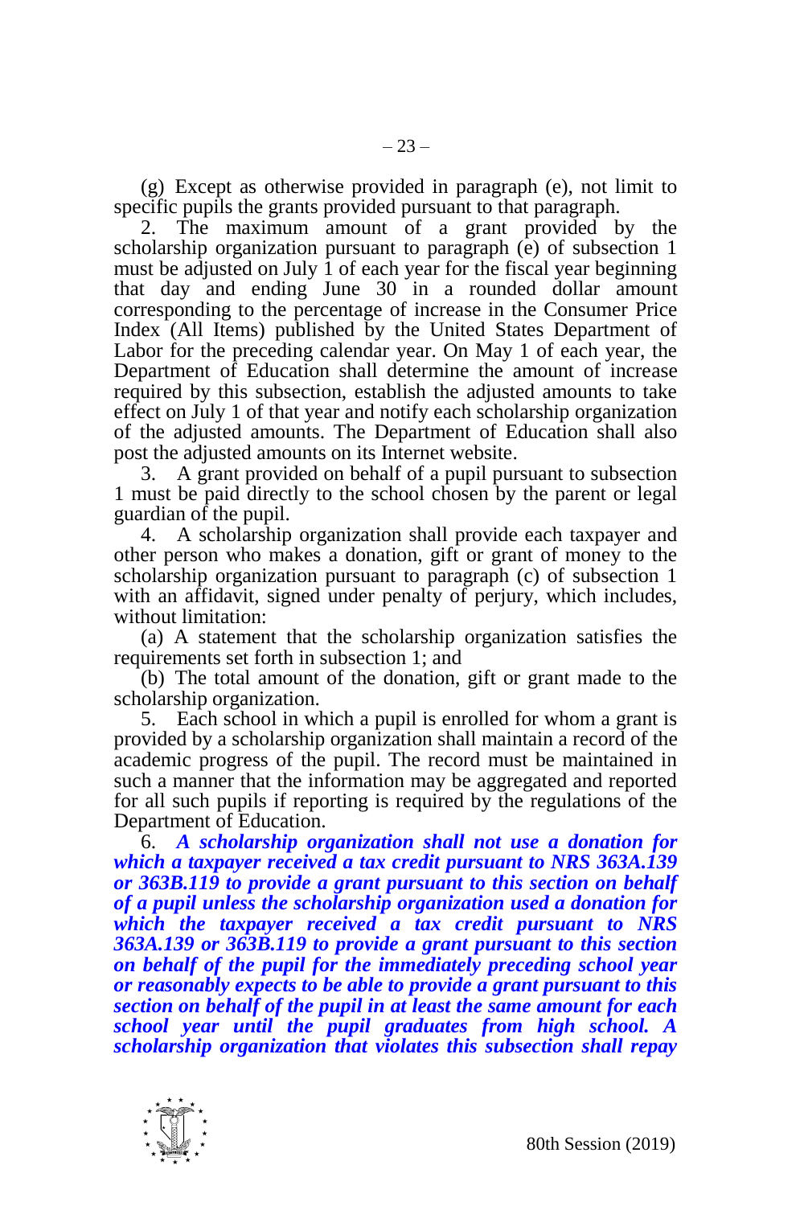(g) Except as otherwise provided in paragraph (e), not limit to specific pupils the grants provided pursuant to that paragraph.

2. The maximum amount of a grant provided by the scholarship organization pursuant to paragraph (e) of subsection 1 must be adjusted on July 1 of each year for the fiscal year beginning that day and ending June 30 in a rounded dollar amount corresponding to the percentage of increase in the Consumer Price Index (All Items) published by the United States Department of Labor for the preceding calendar year. On May 1 of each year, the Department of Education shall determine the amount of increase required by this subsection, establish the adjusted amounts to take effect on July 1 of that year and notify each scholarship organization of the adjusted amounts. The Department of Education shall also post the adjusted amounts on its Internet website.

3. A grant provided on behalf of a pupil pursuant to subsection 1 must be paid directly to the school chosen by the parent or legal guardian of the pupil.

4. A scholarship organization shall provide each taxpayer and other person who makes a donation, gift or grant of money to the scholarship organization pursuant to paragraph (c) of subsection 1 with an affidavit, signed under penalty of perjury, which includes, without limitation:

(a) A statement that the scholarship organization satisfies the requirements set forth in subsection 1; and

(b) The total amount of the donation, gift or grant made to the scholarship organization.

5. Each school in which a pupil is enrolled for whom a grant is provided by a scholarship organization shall maintain a record of the academic progress of the pupil. The record must be maintained in such a manner that the information may be aggregated and reported for all such pupils if reporting is required by the regulations of the Department of Education.

6. ***A scholarship organization shall not use a donation for which a taxpayer received a tax credit pursuant to NRS 363A.139 or 363B.119 to provide a grant pursuant to this section on behalf of a pupil unless the scholarship organization used a donation for which the taxpayer received a tax credit pursuant to NRS 363A.139 or 363B.119 to provide a grant pursuant to this section on behalf of the pupil for the immediately preceding school year or reasonably expects to be able to provide a grant pursuant to this section on behalf of the pupil in at least the same amount for each school year until the pupil graduates from high school. A scholarship organization that violates this subsection shall repay***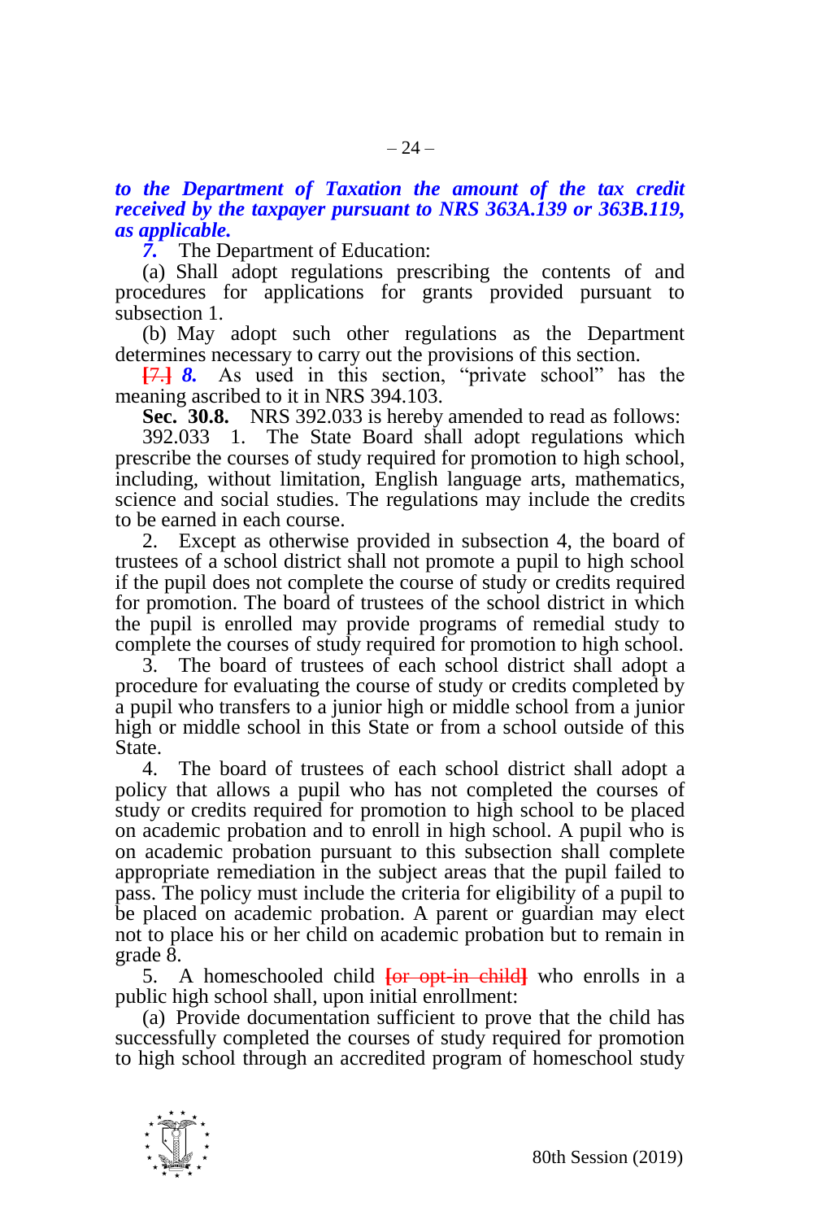***to the Department of Taxation the amount of the tax credit received by the taxpayer pursuant to NRS 363A.139 or 363B.119, as applicable.***

***7.*** The Department of Education:

(a) Shall adopt regulations prescribing the contents of and procedures for applications for grants provided pursuant to subsection 1.

(b) May adopt such other regulations as the Department determines necessary to carry out the provisions of this section.

**[**~~7.~~**]** ***8.*** As used in this section, "private school" has the meaning ascribed to it in NRS 394.103.

**Sec. 30.8.** NRS 392.033 is hereby amended to read as follows:

392.033 1. The State Board shall adopt regulations which prescribe the courses of study required for promotion to high school, including, without limitation, English language arts, mathematics, science and social studies. The regulations may include the credits to be earned in each course.

2. Except as otherwise provided in subsection 4, the board of trustees of a school district shall not promote a pupil to high school if the pupil does not complete the course of study or credits required for promotion. The board of trustees of the school district in which the pupil is enrolled may provide programs of remedial study to complete the courses of study required for promotion to high school.

3. The board of trustees of each school district shall adopt a procedure for evaluating the course of study or credits completed by a pupil who transfers to a junior high or middle school from a junior high or middle school in this State or from a school outside of this State.

4. The board of trustees of each school district shall adopt a policy that allows a pupil who has not completed the courses of study or credits required for promotion to high school to be placed on academic probation and to enroll in high school. A pupil who is on academic probation pursuant to this subsection shall complete appropriate remediation in the subject areas that the pupil failed to pass. The policy must include the criteria for eligibility of a pupil to be placed on academic probation. A parent or guardian may elect not to place his or her child on academic probation but to remain in grade 8.

5. A homeschooled child **[**~~or opt-in child~~**]** who enrolls in a public high school shall, upon initial enrollment:

(a) Provide documentation sufficient to prove that the child has successfully completed the courses of study required for promotion to high school through an accredited program of homeschool study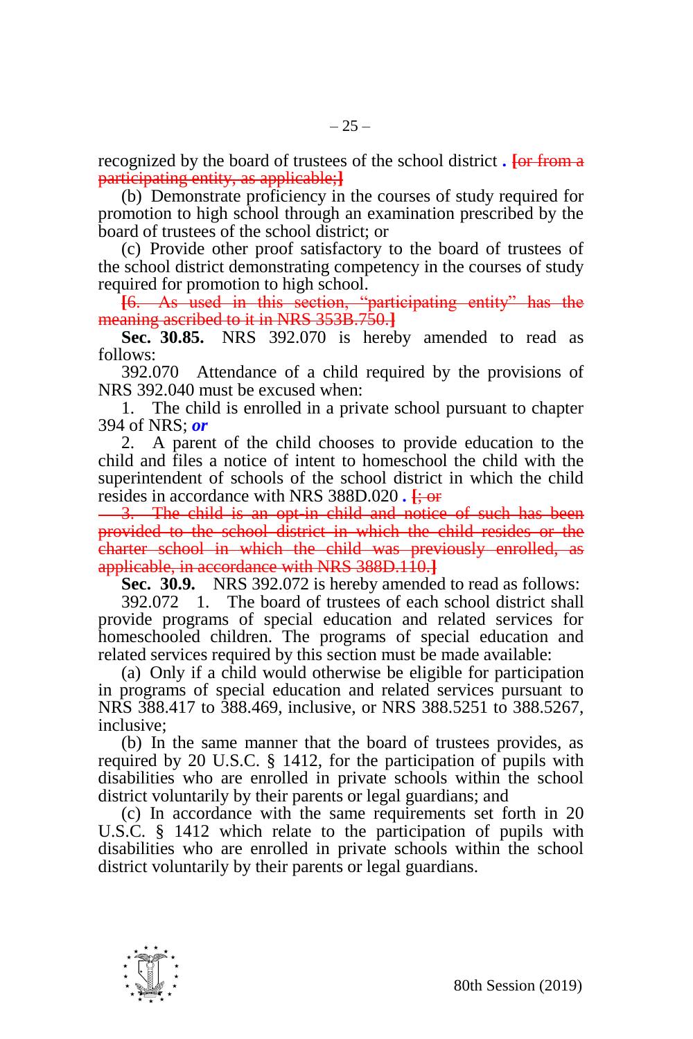recognized by the board of trustees of the school district *.* ~~[or from a participating entity, as applicable;]~~

(b) Demonstrate proficiency in the courses of study required for promotion to high school through an examination prescribed by the board of trustees of the school district; or

(c) Provide other proof satisfactory to the board of trustees of the school district demonstrating competency in the courses of study required for promotion to high school.

~~[6. As used in this section, "participating entity" has the meaning ascribed to it in NRS 353B.750.]~~

**Sec. 30.85.** NRS 392.070 is hereby amended to read as follows:

392.070 Attendance of a child required by the provisions of NRS 392.040 must be excused when:

1. The child is enrolled in a private school pursuant to chapter 394 of NRS; ***or***

2. A parent of the child chooses to provide education to the child and files a notice of intent to homeschool the child with the superintendent of schools of the school district in which the child resides in accordance with NRS 388D.020 *.* ~~[; or~~

~~3. The child is an opt-in child and notice of such has been provided to the school district in which the child resides or the charter school in which the child was previously enrolled, as applicable, in accordance with NRS 388D.110.]~~

**Sec. 30.9.** NRS 392.072 is hereby amended to read as follows:

392.072 1. The board of trustees of each school district shall provide programs of special education and related services for homeschooled children. The programs of special education and related services required by this section must be made available:

(a) Only if a child would otherwise be eligible for participation in programs of special education and related services pursuant to NRS 388.417 to 388.469, inclusive, or NRS 388.5251 to 388.5267, inclusive;

(b) In the same manner that the board of trustees provides, as required by 20 U.S.C. § 1412, for the participation of pupils with disabilities who are enrolled in private schools within the school district voluntarily by their parents or legal guardians; and

(c) In accordance with the same requirements set forth in 20 U.S.C. § 1412 which relate to the participation of pupils with disabilities who are enrolled in private schools within the school district voluntarily by their parents or legal guardians.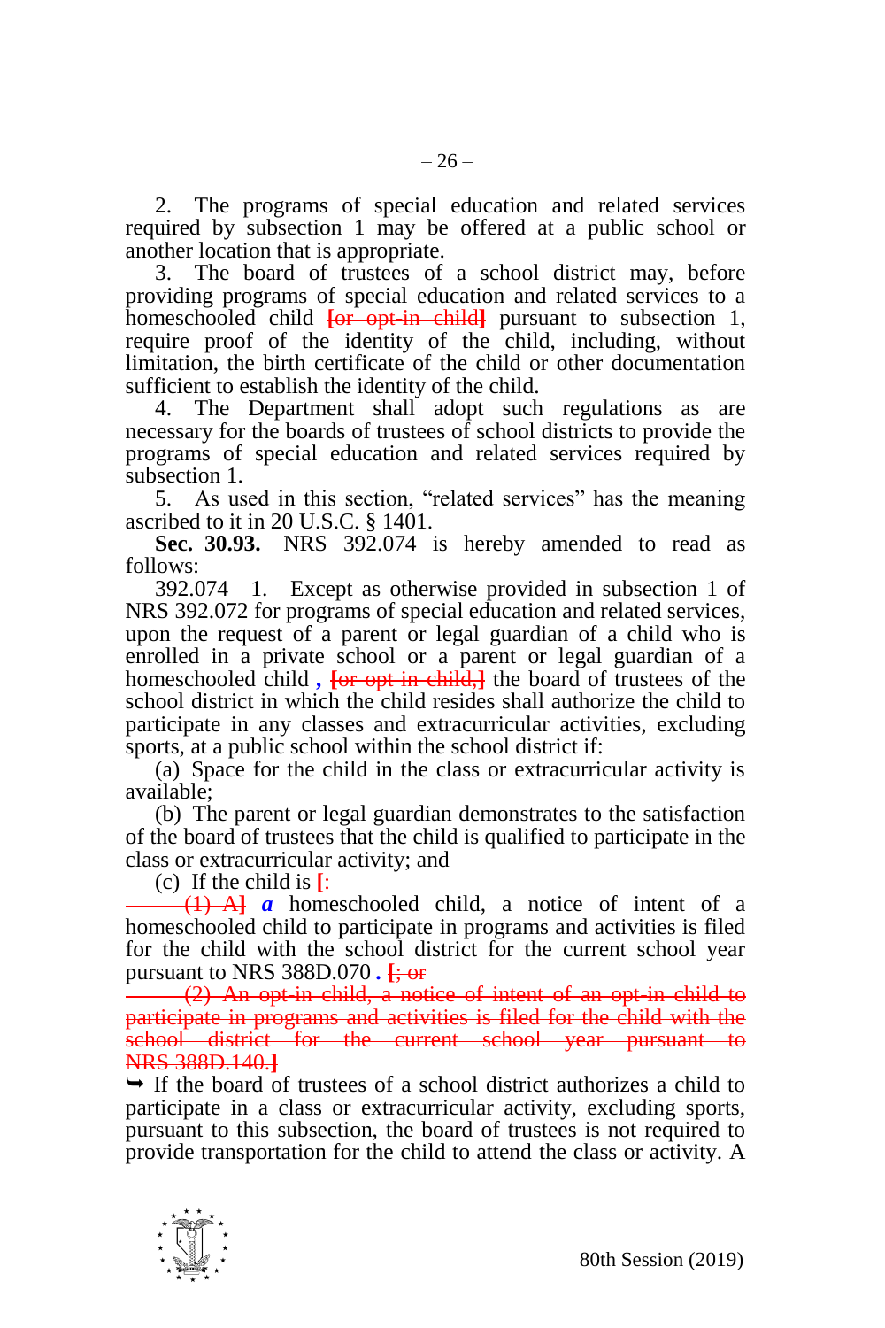2. The programs of special education and related services required by subsection 1 may be offered at a public school or another location that is appropriate.

3. The board of trustees of a school district may, before providing programs of special education and related services to a homeschooled child [or opt-in child] pursuant to subsection 1, require proof of the identity of the child, including, without limitation, the birth certificate of the child or other documentation sufficient to establish the identity of the child.

4. The Department shall adopt such regulations as are necessary for the boards of trustees of school districts to provide the programs of special education and related services required by subsection 1.

5. As used in this section, "related services" has the meaning ascribed to it in 20 U.S.C. § 1401.

**Sec. 30.93.** NRS 392.074 is hereby amended to read as follows:

392.074 1. Except as otherwise provided in subsection 1 of NRS 392.072 for programs of special education and related services, upon the request of a parent or legal guardian of a child who is enrolled in a private school or a parent or legal guardian of a homeschooled child ***,*** [or opt-in child,] the board of trustees of the school district in which the child resides shall authorize the child to participate in any classes and extracurricular activities, excluding sports, at a public school within the school district if:

(a) Space for the child in the class or extracurricular activity is available;

(b) The parent or legal guardian demonstrates to the satisfaction of the board of trustees that the child is qualified to participate in the class or extracurricular activity; and

(c) If the child is [:

(1) A] ***a*** homeschooled child, a notice of intent of a homeschooled child to participate in programs and activities is filed for the child with the school district for the current school year pursuant to NRS 388D.070 ***.*** [; or

(2) An opt-in child, a notice of intent of an opt-in child to participate in programs and activities is filed for the child with the school district for the current school year pursuant to NRS 388D.140.]

➥ If the board of trustees of a school district authorizes a child to participate in a class or extracurricular activity, excluding sports, pursuant to this subsection, the board of trustees is not required to provide transportation for the child to attend the class or activity. A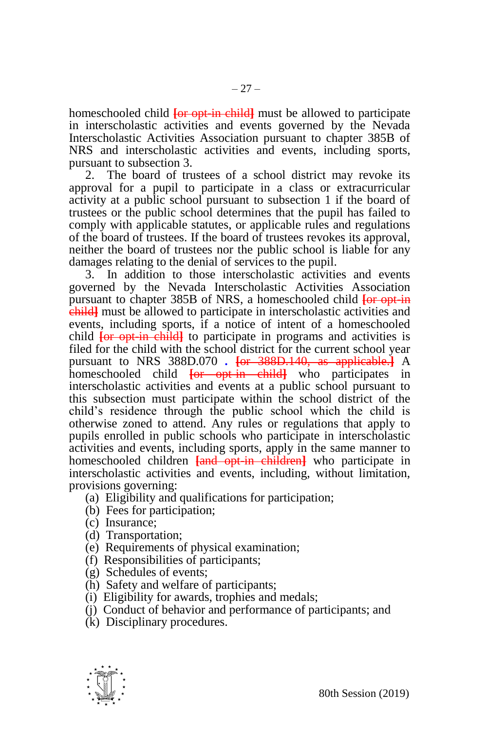homeschooled child [or opt-in child] must be allowed to participate in interscholastic activities and events governed by the Nevada Interscholastic Activities Association pursuant to chapter 385B of NRS and interscholastic activities and events, including sports, pursuant to subsection 3.

2. The board of trustees of a school district may revoke its approval for a pupil to participate in a class or extracurricular activity at a public school pursuant to subsection 1 if the board of trustees or the public school determines that the pupil has failed to comply with applicable statutes, or applicable rules and regulations of the board of trustees. If the board of trustees revokes its approval, neither the board of trustees nor the public school is liable for any damages relating to the denial of services to the pupil.

3. In addition to those interscholastic activities and events governed by the Nevada Interscholastic Activities Association pursuant to chapter 385B of NRS, a homeschooled child [or opt-in child] must be allowed to participate in interscholastic activities and events, including sports, if a notice of intent of a homeschooled child [or opt-in child] to participate in programs and activities is filed for the child with the school district for the current school year pursuant to NRS 388D.070 **.** [or 388D.140, as applicable.] A homeschooled child [or opt-in child] who participates in interscholastic activities and events at a public school pursuant to this subsection must participate within the school district of the child's residence through the public school which the child is otherwise zoned to attend. Any rules or regulations that apply to pupils enrolled in public schools who participate in interscholastic activities and events, including sports, apply in the same manner to homeschooled children [and opt-in children] who participate in interscholastic activities and events, including, without limitation, provisions governing:

(a) Eligibility and qualifications for participation;
(b) Fees for participation;
(c) Insurance;
(d) Transportation;
(e) Requirements of physical examination;
(f) Responsibilities of participants;
(g) Schedules of events;
(h) Safety and welfare of participants;
(i) Eligibility for awards, trophies and medals;
(j) Conduct of behavior and performance of participants; and
(k) Disciplinary procedures.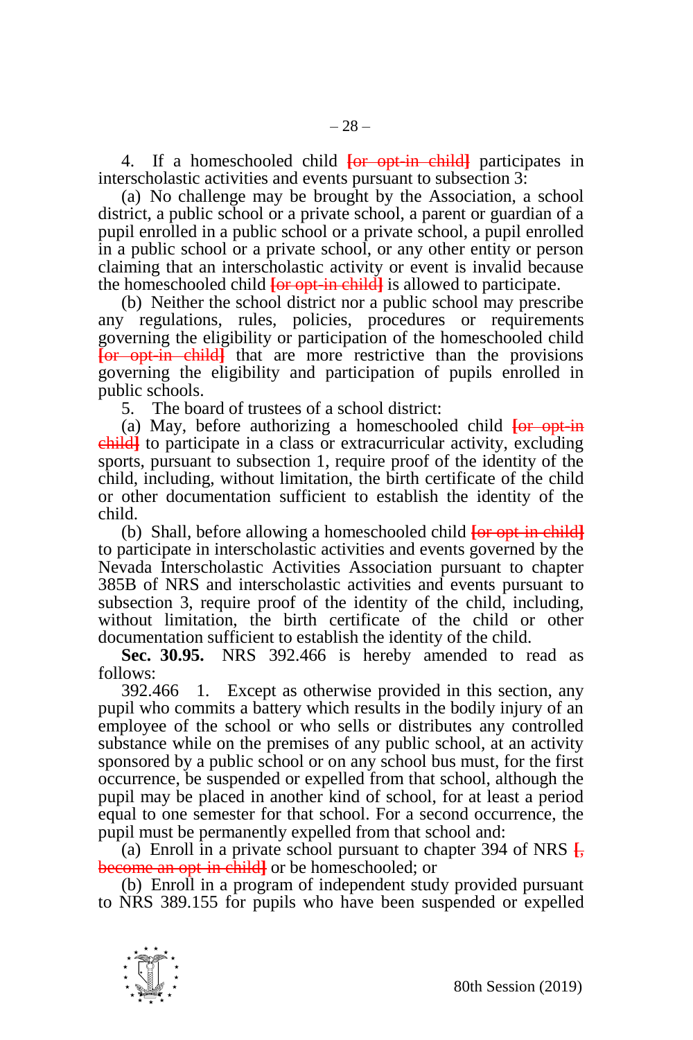4. If a homeschooled child ~~[or opt-in child]~~ participates in interscholastic activities and events pursuant to subsection 3:

(a) No challenge may be brought by the Association, a school district, a public school or a private school, a parent or guardian of a pupil enrolled in a public school or a private school, a pupil enrolled in a public school or a private school, or any other entity or person claiming that an interscholastic activity or event is invalid because the homeschooled child ~~[or opt-in child]~~ is allowed to participate.

(b) Neither the school district nor a public school may prescribe any regulations, rules, policies, procedures or requirements governing the eligibility or participation of the homeschooled child ~~[or opt-in child]~~ that are more restrictive than the provisions governing the eligibility and participation of pupils enrolled in public schools.

5. The board of trustees of a school district:

(a) May, before authorizing a homeschooled child ~~[or opt-in child]~~ to participate in a class or extracurricular activity, excluding sports, pursuant to subsection 1, require proof of the identity of the child, including, without limitation, the birth certificate of the child or other documentation sufficient to establish the identity of the child.

(b) Shall, before allowing a homeschooled child ~~[or opt-in child]~~ to participate in interscholastic activities and events governed by the Nevada Interscholastic Activities Association pursuant to chapter 385B of NRS and interscholastic activities and events pursuant to subsection 3, require proof of the identity of the child, including, without limitation, the birth certificate of the child or other documentation sufficient to establish the identity of the child.

**Sec. 30.95.** NRS 392.466 is hereby amended to read as follows:

392.466 1. Except as otherwise provided in this section, any pupil who commits a battery which results in the bodily injury of an employee of the school or who sells or distributes any controlled substance while on the premises of any public school, at an activity sponsored by a public school or on any school bus must, for the first occurrence, be suspended or expelled from that school, although the pupil may be placed in another kind of school, for at least a period equal to one semester for that school. For a second occurrence, the pupil must be permanently expelled from that school and:

(a) Enroll in a private school pursuant to chapter 394 of NRS ~~[, become an opt-in child]~~ or be homeschooled; or

(b) Enroll in a program of independent study provided pursuant to NRS 389.155 for pupils who have been suspended or expelled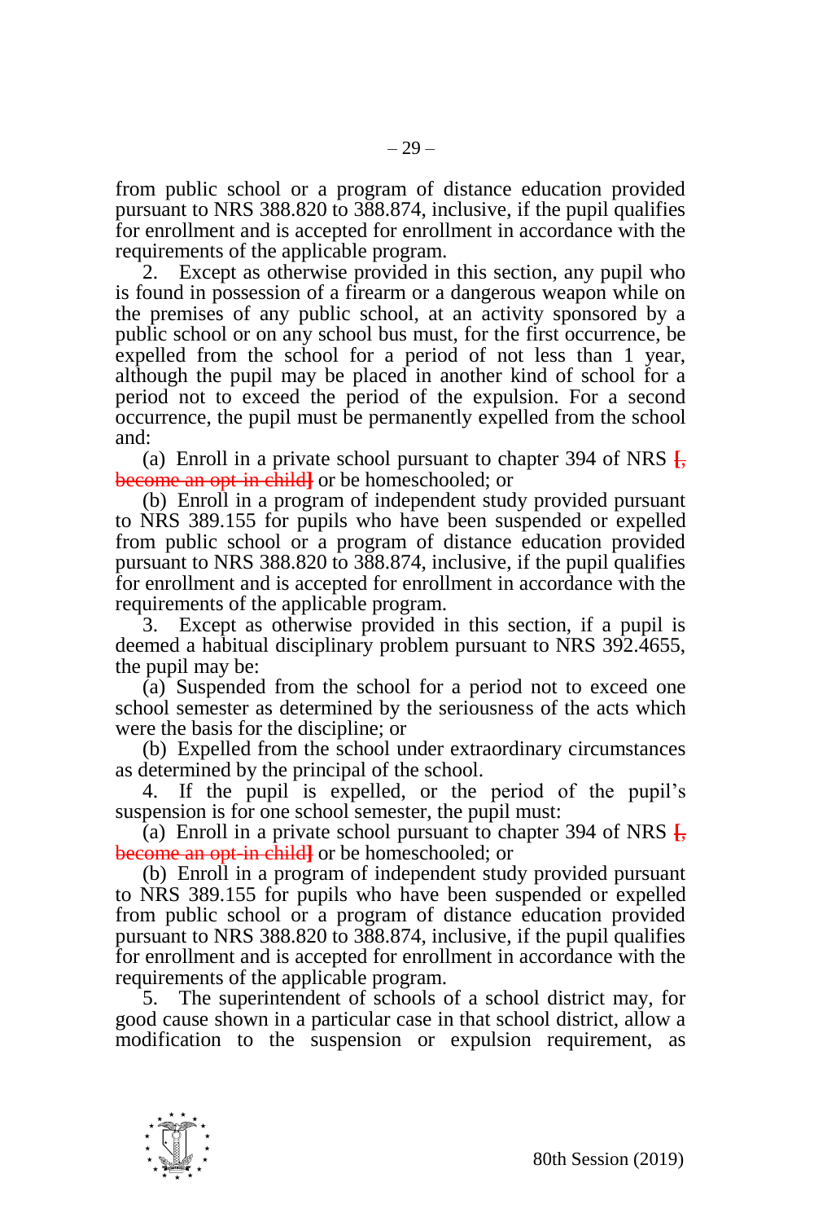from public school or a program of distance education provided pursuant to NRS 388.820 to 388.874, inclusive, if the pupil qualifies for enrollment and is accepted for enrollment in accordance with the requirements of the applicable program.

2. Except as otherwise provided in this section, any pupil who is found in possession of a firearm or a dangerous weapon while on the premises of any public school, at an activity sponsored by a public school or on any school bus must, for the first occurrence, be expelled from the school for a period of not less than 1 year, although the pupil may be placed in another kind of school for a period not to exceed the period of the expulsion. For a second occurrence, the pupil must be permanently expelled from the school and:

(a) Enroll in a private school pursuant to chapter 394 of NRS ~~[, become an opt-in child]~~ or be homeschooled; or

(b) Enroll in a program of independent study provided pursuant to NRS 389.155 for pupils who have been suspended or expelled from public school or a program of distance education provided pursuant to NRS 388.820 to 388.874, inclusive, if the pupil qualifies for enrollment and is accepted for enrollment in accordance with the requirements of the applicable program.

3. Except as otherwise provided in this section, if a pupil is deemed a habitual disciplinary problem pursuant to NRS 392.4655, the pupil may be:

(a) Suspended from the school for a period not to exceed one school semester as determined by the seriousness of the acts which were the basis for the discipline; or

(b) Expelled from the school under extraordinary circumstances as determined by the principal of the school.

4. If the pupil is expelled, or the period of the pupil's suspension is for one school semester, the pupil must:

(a) Enroll in a private school pursuant to chapter 394 of NRS ~~[, become an opt-in child]~~ or be homeschooled; or

(b) Enroll in a program of independent study provided pursuant to NRS 389.155 for pupils who have been suspended or expelled from public school or a program of distance education provided pursuant to NRS 388.820 to 388.874, inclusive, if the pupil qualifies for enrollment and is accepted for enrollment in accordance with the requirements of the applicable program.

5. The superintendent of schools of a school district may, for good cause shown in a particular case in that school district, allow a modification to the suspension or expulsion requirement, as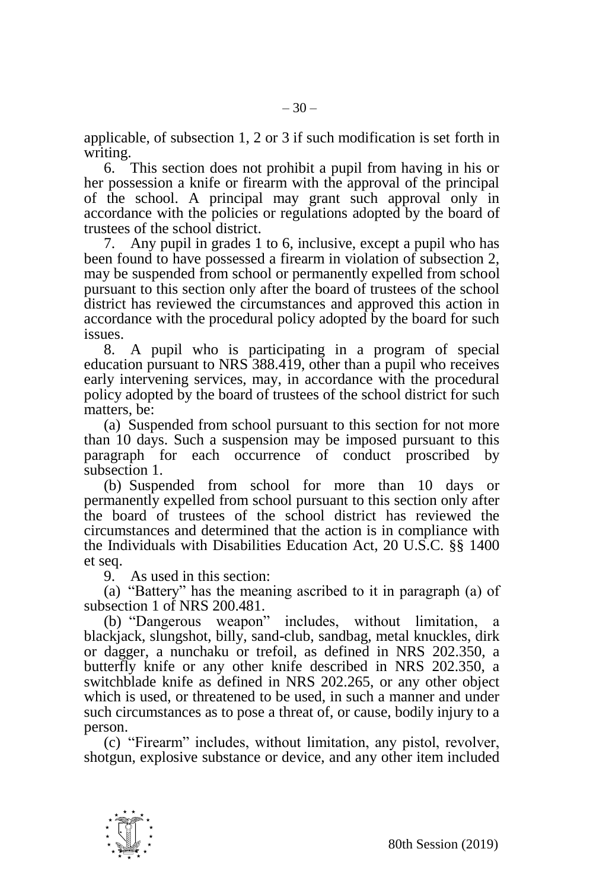applicable, of subsection 1, 2 or 3 if such modification is set forth in writing.

6. This section does not prohibit a pupil from having in his or her possession a knife or firearm with the approval of the principal of the school. A principal may grant such approval only in accordance with the policies or regulations adopted by the board of trustees of the school district.

7. Any pupil in grades 1 to 6, inclusive, except a pupil who has been found to have possessed a firearm in violation of subsection 2, may be suspended from school or permanently expelled from school pursuant to this section only after the board of trustees of the school district has reviewed the circumstances and approved this action in accordance with the procedural policy adopted by the board for such issues.

8. A pupil who is participating in a program of special education pursuant to NRS 388.419, other than a pupil who receives early intervening services, may, in accordance with the procedural policy adopted by the board of trustees of the school district for such matters, be:

(a) Suspended from school pursuant to this section for not more than 10 days. Such a suspension may be imposed pursuant to this paragraph for each occurrence of conduct proscribed by subsection 1.

(b) Suspended from school for more than 10 days or permanently expelled from school pursuant to this section only after the board of trustees of the school district has reviewed the circumstances and determined that the action is in compliance with the Individuals with Disabilities Education Act, 20 U.S.C. §§ 1400 et seq.

9. As used in this section:

(a) "Battery" has the meaning ascribed to it in paragraph (a) of subsection 1 of NRS 200.481.

(b) "Dangerous weapon" includes, without limitation, a blackjack, slungshot, billy, sand-club, sandbag, metal knuckles, dirk or dagger, a nunchaku or trefoil, as defined in NRS 202.350, a butterfly knife or any other knife described in NRS 202.350, a switchblade knife as defined in NRS 202.265, or any other object which is used, or threatened to be used, in such a manner and under such circumstances as to pose a threat of, or cause, bodily injury to a person.

(c) "Firearm" includes, without limitation, any pistol, revolver, shotgun, explosive substance or device, and any other item included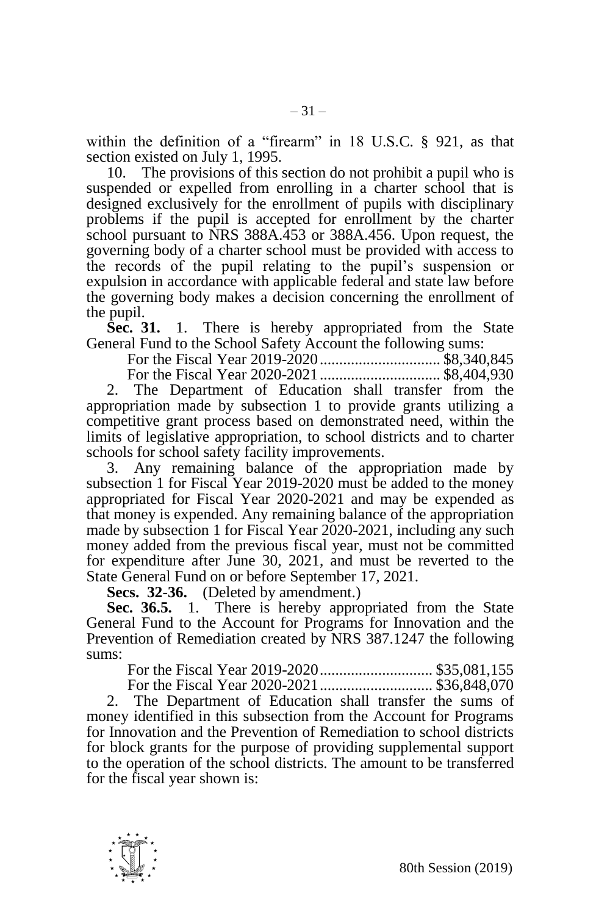within the definition of a "firearm" in 18 U.S.C. § 921, as that section existed on July 1, 1995.

10. The provisions of this section do not prohibit a pupil who is suspended or expelled from enrolling in a charter school that is designed exclusively for the enrollment of pupils with disciplinary problems if the pupil is accepted for enrollment by the charter school pursuant to NRS 388A.453 or 388A.456. Upon request, the governing body of a charter school must be provided with access to the records of the pupil relating to the pupil's suspension or expulsion in accordance with applicable federal and state law before the governing body makes a decision concerning the enrollment of the pupil.

**Sec. 31.** 1. There is hereby appropriated from the State General Fund to the School Safety Account the following sums:

For the Fiscal Year 2019-2020 ............................... $8,340,845
For the Fiscal Year 2020-2021 ............................... $8,404,930

2. The Department of Education shall transfer from the appropriation made by subsection 1 to provide grants utilizing a competitive grant process based on demonstrated need, within the limits of legislative appropriation, to school districts and to charter schools for school safety facility improvements.

3. Any remaining balance of the appropriation made by subsection 1 for Fiscal Year 2019-2020 must be added to the money appropriated for Fiscal Year 2020-2021 and may be expended as that money is expended. Any remaining balance of the appropriation made by subsection 1 for Fiscal Year 2020-2021, including any such money added from the previous fiscal year, must not be committed for expenditure after June 30, 2021, and must be reverted to the State General Fund on or before September 17, 2021.

**Secs. 32-36.** (Deleted by amendment.)

**Sec. 36.5.** 1. There is hereby appropriated from the State General Fund to the Account for Programs for Innovation and the Prevention of Remediation created by NRS 387.1247 the following sums:

For the Fiscal Year 2019-2020 ............................. $35,081,155
For the Fiscal Year 2020-2021 ............................. $36,848,070

2. The Department of Education shall transfer the sums of money identified in this subsection from the Account for Programs for Innovation and the Prevention of Remediation to school districts for block grants for the purpose of providing supplemental support to the operation of the school districts. The amount to be transferred for the fiscal year shown is: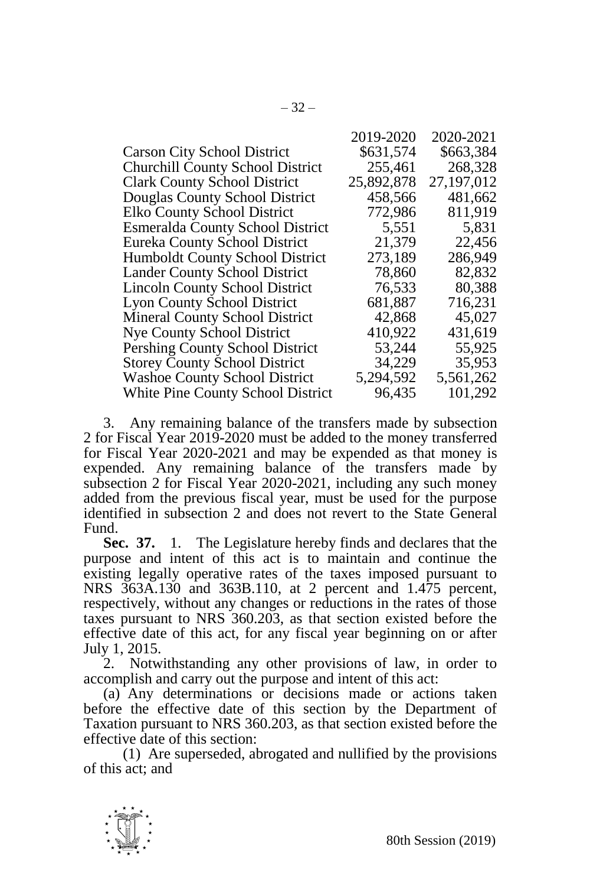| | 2019-2020 | 2020-2021 |
|---|---|---|
| Carson City School District | $631,574 | $663,384 |
| Churchill County School District | 255,461 | 268,328 |
| Clark County School District | 25,892,878 | 27,197,012 |
| Douglas County School District | 458,566 | 481,662 |
| Elko County School District | 772,986 | 811,919 |
| Esmeralda County School District | 5,551 | 5,831 |
| Eureka County School District | 21,379 | 22,456 |
| Humboldt County School District | 273,189 | 286,949 |
| Lander County School District | 78,860 | 82,832 |
| Lincoln County School District | 76,533 | 80,388 |
| Lyon County School District | 681,887 | 716,231 |
| Mineral County School District | 42,868 | 45,027 |
| Nye County School District | 410,922 | 431,619 |
| Pershing County School District | 53,244 | 55,925 |
| Storey County School District | 34,229 | 35,953 |
| Washoe County School District | 5,294,592 | 5,561,262 |
| White Pine County School District | 96,435 | 101,292 |

3. Any remaining balance of the transfers made by subsection 2 for Fiscal Year 2019-2020 must be added to the money transferred for Fiscal Year 2020-2021 and may be expended as that money is expended. Any remaining balance of the transfers made by subsection 2 for Fiscal Year 2020-2021, including any such money added from the previous fiscal year, must be used for the purpose identified in subsection 2 and does not revert to the State General Fund.

**Sec. 37.** 1. The Legislature hereby finds and declares that the purpose and intent of this act is to maintain and continue the existing legally operative rates of the taxes imposed pursuant to NRS 363A.130 and 363B.110, at 2 percent and 1.475 percent, respectively, without any changes or reductions in the rates of those taxes pursuant to NRS 360.203, as that section existed before the effective date of this act, for any fiscal year beginning on or after July 1, 2015.

2. Notwithstanding any other provisions of law, in order to accomplish and carry out the purpose and intent of this act:

(a) Any determinations or decisions made or actions taken before the effective date of this section by the Department of Taxation pursuant to NRS 360.203, as that section existed before the effective date of this section:

(1) Are superseded, abrogated and nullified by the provisions of this act; and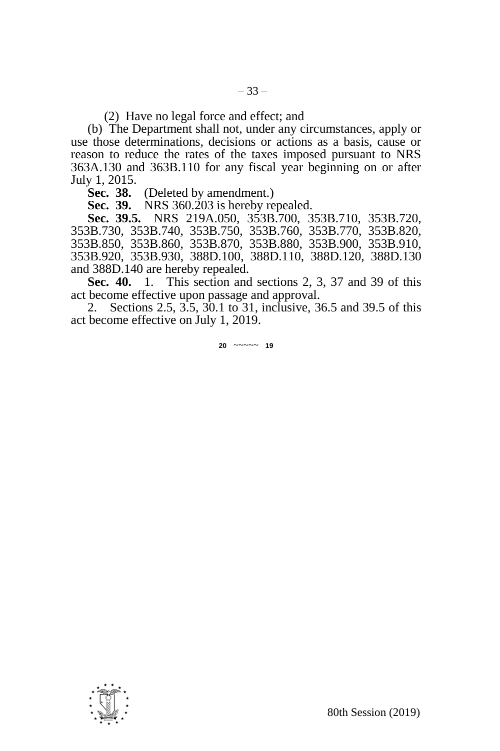(2) Have no legal force and effect; and

(b) The Department shall not, under any circumstances, apply or use those determinations, decisions or actions as a basis, cause or reason to reduce the rates of the taxes imposed pursuant to NRS 363A.130 and 363B.110 for any fiscal year beginning on or after July 1, 2015.

**Sec. 38.** (Deleted by amendment.)

**Sec. 39.** NRS 360.203 is hereby repealed.

**Sec. 39.5.** NRS 219A.050, 353B.700, 353B.710, 353B.720, 353B.730, 353B.740, 353B.750, 353B.760, 353B.770, 353B.820, 353B.850, 353B.860, 353B.870, 353B.880, 353B.900, 353B.910, 353B.920, 353B.930, 388D.100, 388D.110, 388D.120, 388D.130 and 388D.140 are hereby repealed.

**Sec. 40.** 1. This section and sections 2, 3, 37 and 39 of this act become effective upon passage and approval.

2. Sections 2.5, 3.5, 30.1 to 31, inclusive, 36.5 and 39.5 of this act become effective on July 1, 2019.

20 ~~~~~ 19